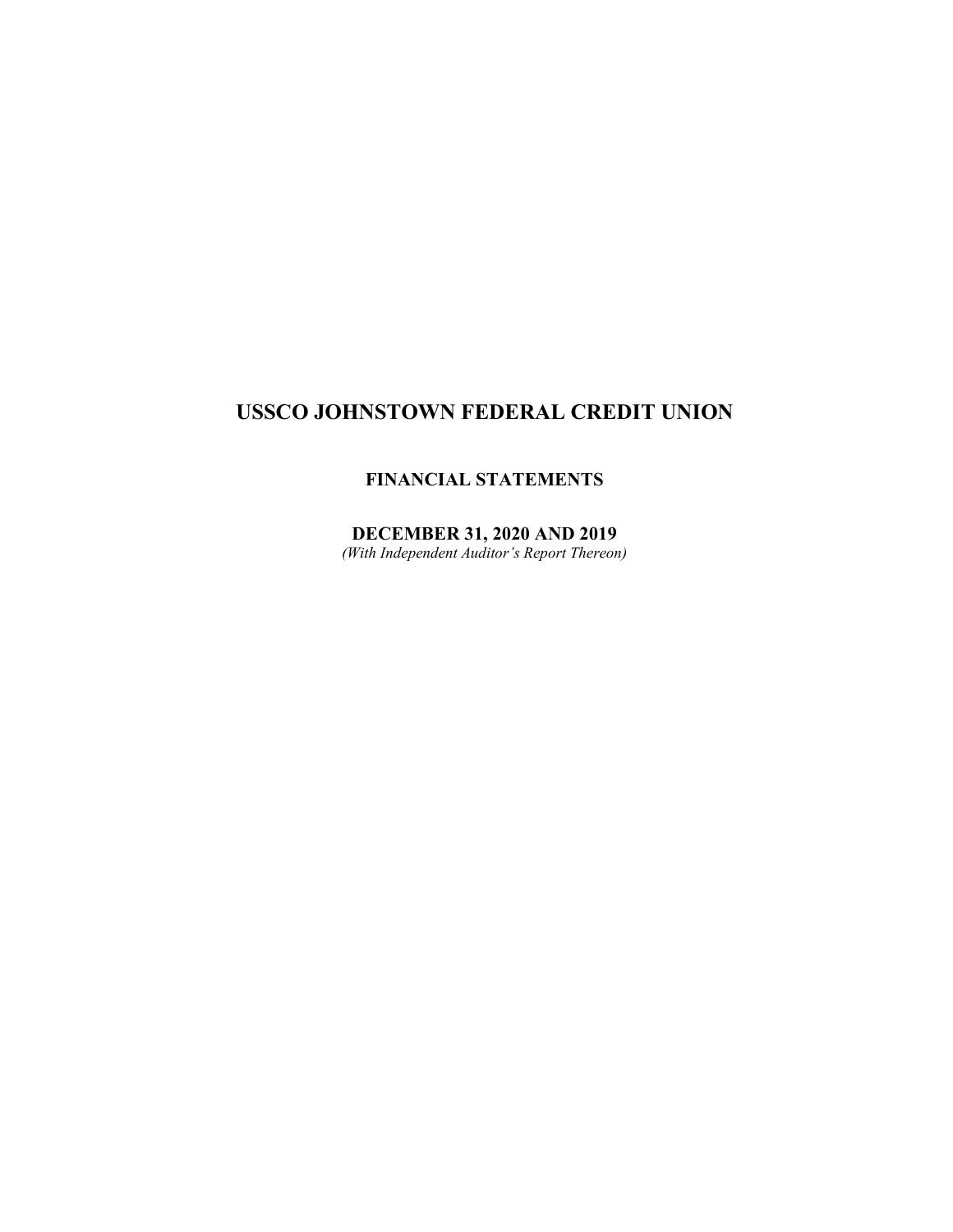# USSCO JOHNSTOWN FEDERAL CREDIT UNION

## FINANCIAL STATEMENTS

## DECEMBER 31, 2020 AND 2019

*(With Independent Auditor's Report Thereon)*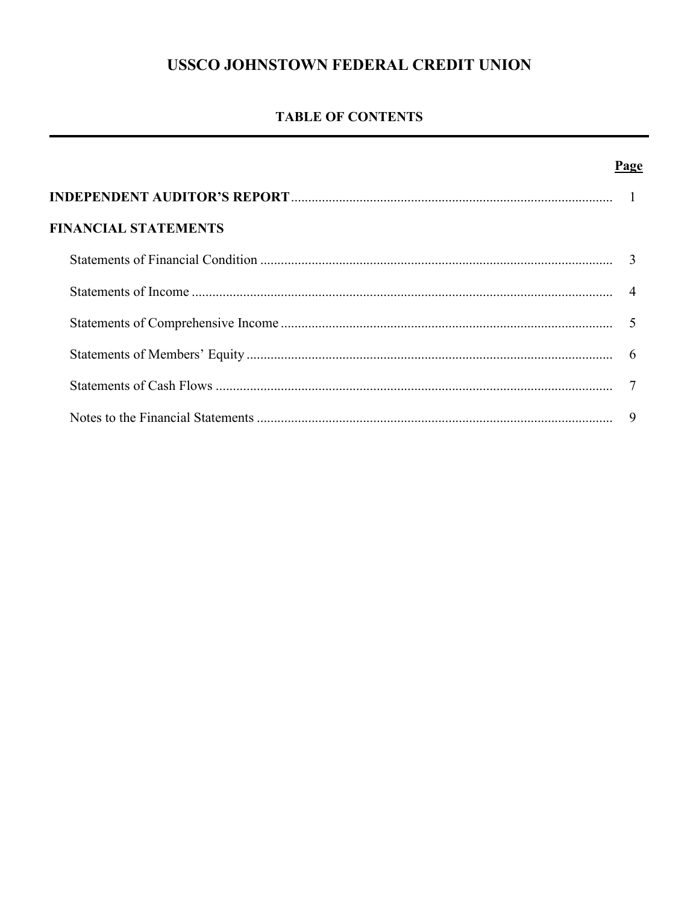# USSCO JOHNSTOWN FEDERAL CREDIT UNION

## TABLE OF CONTENTS

| | Page |
|---|---|
| **INDEPENDENT AUDITOR'S REPORT** | 1 |
| **FINANCIAL STATEMENTS** | |
| Statements of Financial Condition | 3 |
| Statements of Income | 4 |
| Statements of Comprehensive Income | 5 |
| Statements of Members' Equity | 6 |
| Statements of Cash Flows | 7 |
| Notes to the Financial Statements | 9 |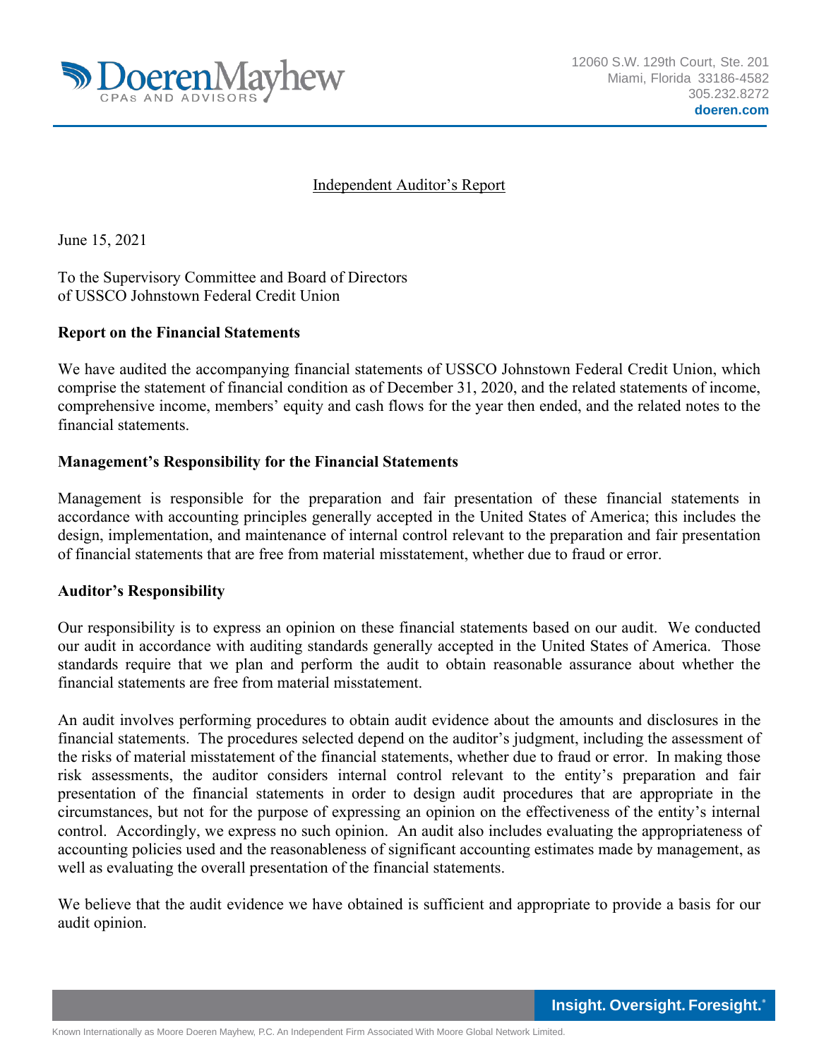Independent Auditor's Report

June 15, 2021

To the Supervisory Committee and Board of Directors
of USSCO Johnstown Federal Credit Union

**Report on the Financial Statements**

We have audited the accompanying financial statements of USSCO Johnstown Federal Credit Union, which comprise the statement of financial condition as of December 31, 2020, and the related statements of income, comprehensive income, members' equity and cash flows for the year then ended, and the related notes to the financial statements.

**Management's Responsibility for the Financial Statements**

Management is responsible for the preparation and fair presentation of these financial statements in accordance with accounting principles generally accepted in the United States of America; this includes the design, implementation, and maintenance of internal control relevant to the preparation and fair presentation of financial statements that are free from material misstatement, whether due to fraud or error.

**Auditor's Responsibility**

Our responsibility is to express an opinion on these financial statements based on our audit. We conducted our audit in accordance with auditing standards generally accepted in the United States of America. Those standards require that we plan and perform the audit to obtain reasonable assurance about whether the financial statements are free from material misstatement.

An audit involves performing procedures to obtain audit evidence about the amounts and disclosures in the financial statements. The procedures selected depend on the auditor's judgment, including the assessment of the risks of material misstatement of the financial statements, whether due to fraud or error. In making those risk assessments, the auditor considers internal control relevant to the entity's preparation and fair presentation of the financial statements in order to design audit procedures that are appropriate in the circumstances, but not for the purpose of expressing an opinion on the effectiveness of the entity's internal control. Accordingly, we express no such opinion. An audit also includes evaluating the appropriateness of accounting policies used and the reasonableness of significant accounting estimates made by management, as well as evaluating the overall presentation of the financial statements.

We believe that the audit evidence we have obtained is sufficient and appropriate to provide a basis for our audit opinion.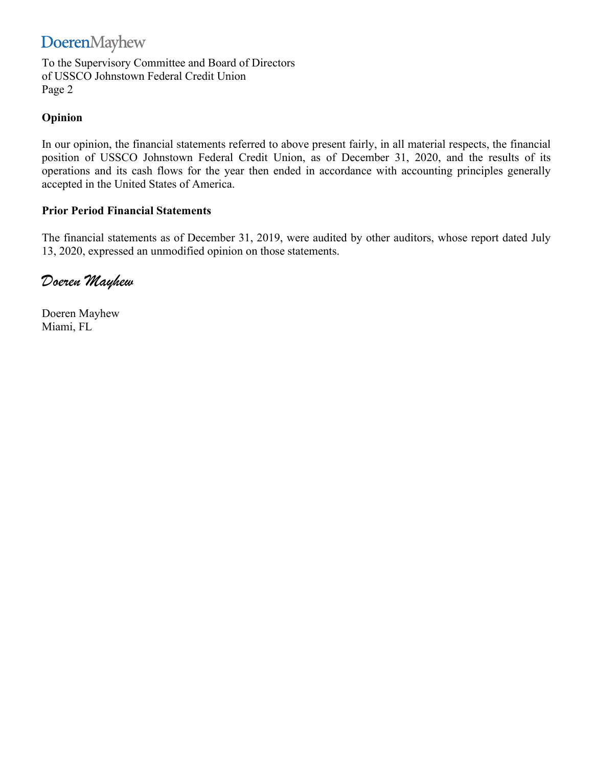DoerenMayhew

To the Supervisory Committee and Board of Directors
of USSCO Johnstown Federal Credit Union
Page 2

**Opinion**

In our opinion, the financial statements referred to above present fairly, in all material respects, the financial position of USSCO Johnstown Federal Credit Union, as of December 31, 2020, and the results of its operations and its cash flows for the year then ended in accordance with accounting principles generally accepted in the United States of America.

**Prior Period Financial Statements**

The financial statements as of December 31, 2019, were audited by other auditors, whose report dated July 13, 2020, expressed an unmodified opinion on those statements.

*Doeren Mayhew*

Doeren Mayhew
Miami, FL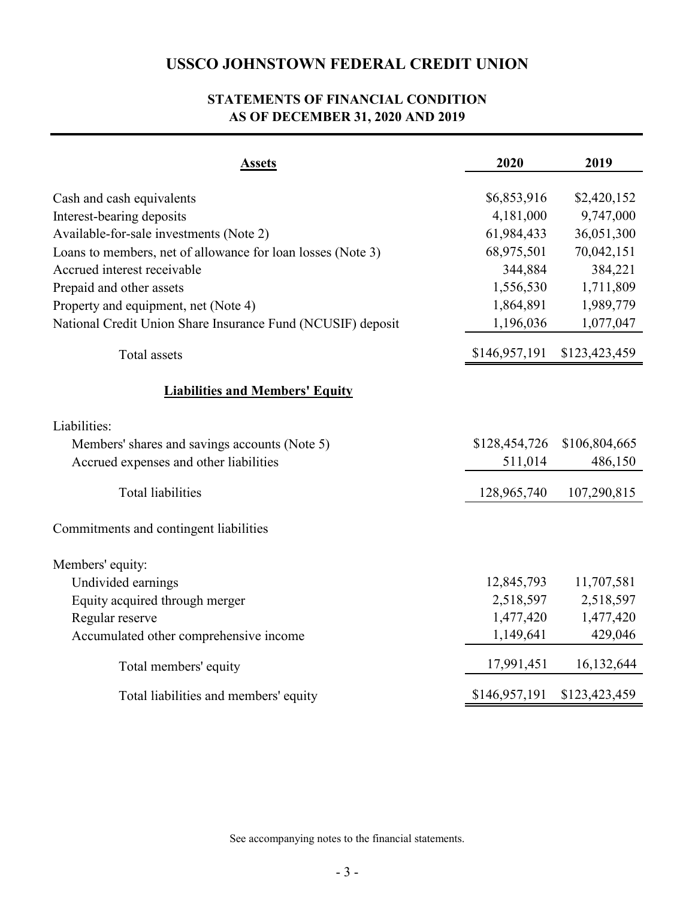# USSCO JOHNSTOWN FEDERAL CREDIT UNION

## STATEMENTS OF FINANCIAL CONDITION
## AS OF DECEMBER 31, 2020 AND 2019

| Assets | 2020 | 2019 |
|---|---|---|
| Cash and cash equivalents | $6,853,916 | $2,420,152 |
| Interest-bearing deposits | 4,181,000 | 9,747,000 |
| Available-for-sale investments (Note 2) | 61,984,433 | 36,051,300 |
| Loans to members, net of allowance for loan losses (Note 3) | 68,975,501 | 70,042,151 |
| Accrued interest receivable | 344,884 | 384,221 |
| Prepaid and other assets | 1,556,530 | 1,711,809 |
| Property and equipment, net (Note 4) | 1,864,891 | 1,989,779 |
| National Credit Union Share Insurance Fund (NCUSIF) deposit | 1,196,036 | 1,077,047 |
| Total assets | $146,957,191 | $123,423,459 |
| **Liabilities and Members' Equity** | | |
| Liabilities: | | |
| Members' shares and savings accounts (Note 5) | $128,454,726 | $106,804,665 |
| Accrued expenses and other liabilities | 511,014 | 486,150 |
| Total liabilities | 128,965,740 | 107,290,815 |
| Commitments and contingent liabilities | | |
| Members' equity: | | |
| Undivided earnings | 12,845,793 | 11,707,581 |
| Equity acquired through merger | 2,518,597 | 2,518,597 |
| Regular reserve | 1,477,420 | 1,477,420 |
| Accumulated other comprehensive income | 1,149,641 | 429,046 |
| Total members' equity | 17,991,451 | 16,132,644 |
| Total liabilities and members' equity | $146,957,191 | $123,423,459 |

See accompanying notes to the financial statements.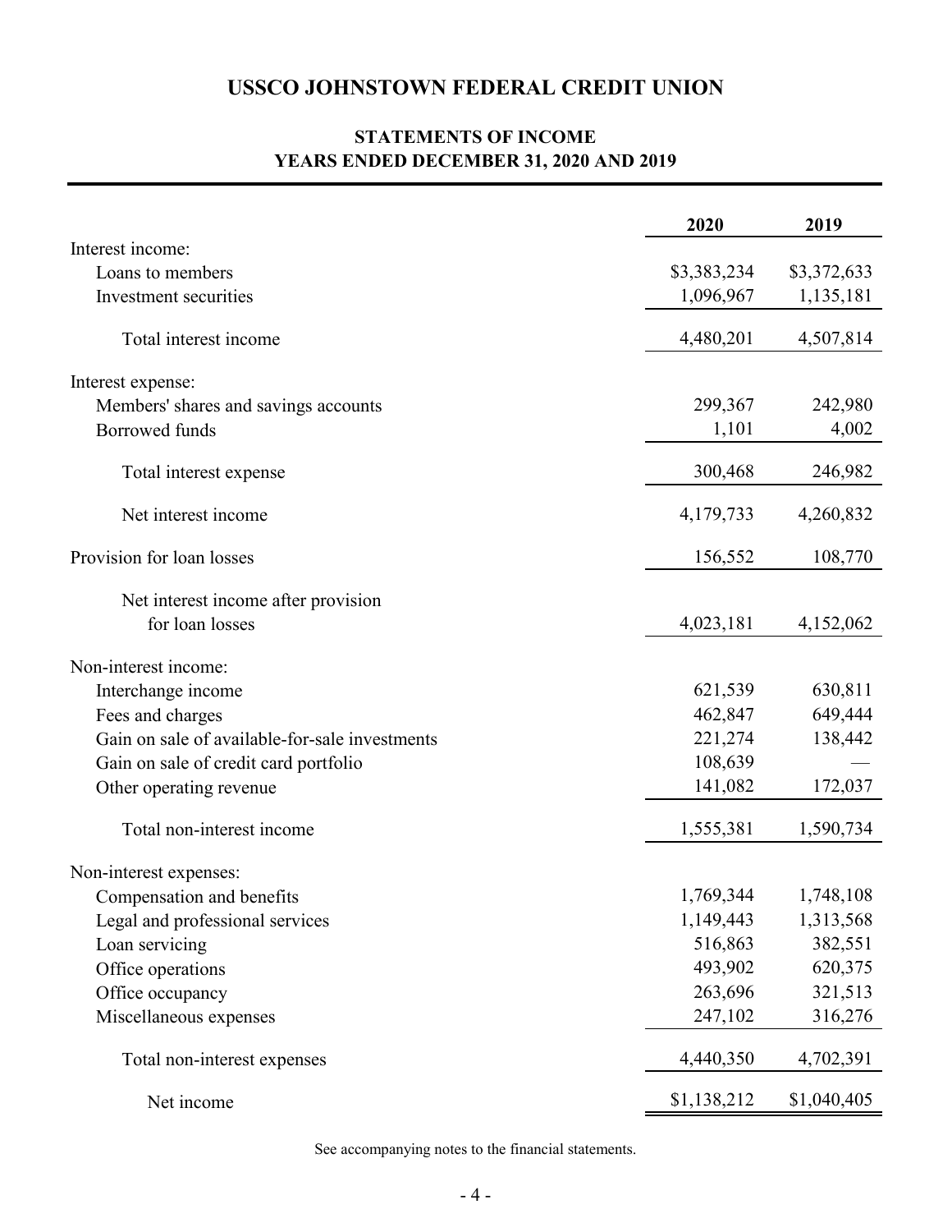# USSCO JOHNSTOWN FEDERAL CREDIT UNION

## STATEMENTS OF INCOME
## YEARS ENDED DECEMBER 31, 2020 AND 2019

| | 2020 | 2019 |
|---|---|---|
| Interest income: | | |
| Loans to members | $3,383,234 | $3,372,633 |
| Investment securities | 1,096,967 | 1,135,181 |
| Total interest income | 4,480,201 | 4,507,814 |
| Interest expense: | | |
| Members' shares and savings accounts | 299,367 | 242,980 |
| Borrowed funds | 1,101 | 4,002 |
| Total interest expense | 300,468 | 246,982 |
| Net interest income | 4,179,733 | 4,260,832 |
| Provision for loan losses | 156,552 | 108,770 |
| Net interest income after provision for loan losses | 4,023,181 | 4,152,062 |
| Non-interest income: | | |
| Interchange income | 621,539 | 630,811 |
| Fees and charges | 462,847 | 649,444 |
| Gain on sale of available-for-sale investments | 221,274 | 138,442 |
| Gain on sale of credit card portfolio | 108,639 | — |
| Other operating revenue | 141,082 | 172,037 |
| Total non-interest income | 1,555,381 | 1,590,734 |
| Non-interest expenses: | | |
| Compensation and benefits | 1,769,344 | 1,748,108 |
| Legal and professional services | 1,149,443 | 1,313,568 |
| Loan servicing | 516,863 | 382,551 |
| Office operations | 493,902 | 620,375 |
| Office occupancy | 263,696 | 321,513 |
| Miscellaneous expenses | 247,102 | 316,276 |
| Total non-interest expenses | 4,440,350 | 4,702,391 |
| Net income | $1,138,212 | $1,040,405 |

See accompanying notes to the financial statements.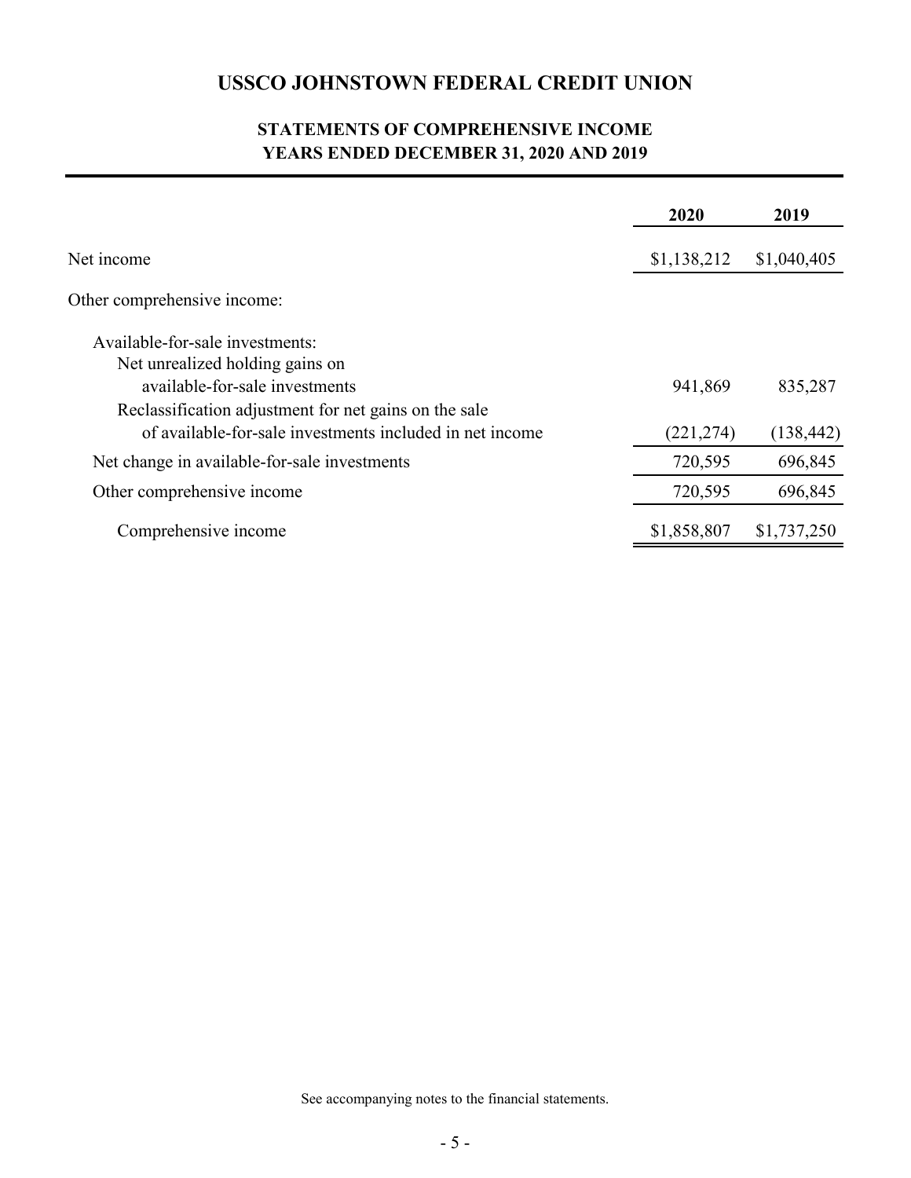# USSCO JOHNSTOWN FEDERAL CREDIT UNION

## STATEMENTS OF COMPREHENSIVE INCOME
## YEARS ENDED DECEMBER 31, 2020 AND 2019

| | 2020 | 2019 |
|---|---|---|
| Net income | $1,138,212 | $1,040,405 |
| Other comprehensive income: | | |
| Available-for-sale investments: | | |
| Net unrealized holding gains on available-for-sale investments | 941,869 | 835,287 |
| Reclassification adjustment for net gains on the sale of available-for-sale investments included in net income | (221,274) | (138,442) |
| Net change in available-for-sale investments | 720,595 | 696,845 |
| Other comprehensive income | 720,595 | 696,845 |
| Comprehensive income | $1,858,807 | $1,737,250 |

See accompanying notes to the financial statements.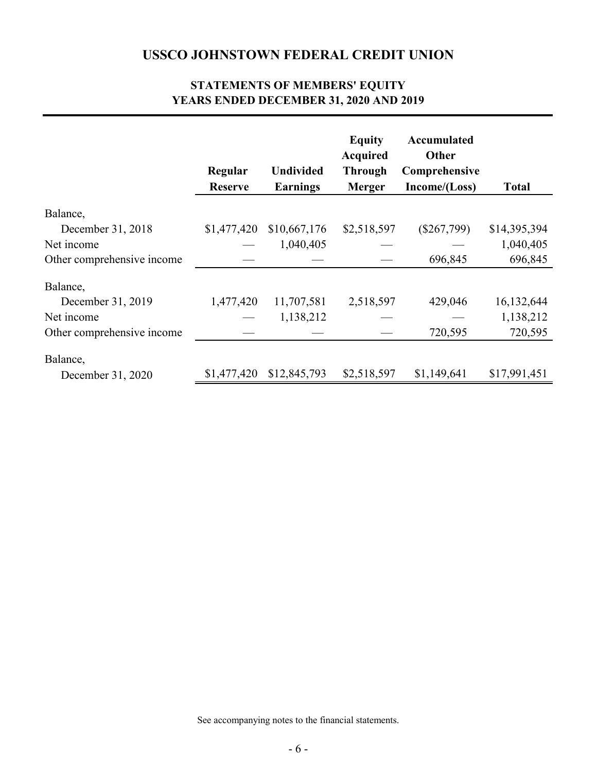# USSCO JOHNSTOWN FEDERAL CREDIT UNION

## STATEMENTS OF MEMBERS' EQUITY
## YEARS ENDED DECEMBER 31, 2020 AND 2019

| | Regular Reserve | Undivided Earnings | Equity Acquired Through Merger | Accumulated Other Comprehensive Income/(Loss) | Total |
|---|---|---|---|---|---|
| Balance, December 31, 2018 | $1,477,420 | $10,667,176 | $2,518,597 | ($267,799) | $14,395,394 |
| Net income | — | 1,040,405 | — | — | 1,040,405 |
| Other comprehensive income | — | — | — | 696,845 | 696,845 |
| Balance, December 31, 2019 | 1,477,420 | 11,707,581 | 2,518,597 | 429,046 | 16,132,644 |
| Net income | — | 1,138,212 | — | — | 1,138,212 |
| Other comprehensive income | — | — | — | 720,595 | 720,595 |
| Balance, December 31, 2020 | $1,477,420 | $12,845,793 | $2,518,597 | $1,149,641 | $17,991,451 |

See accompanying notes to the financial statements.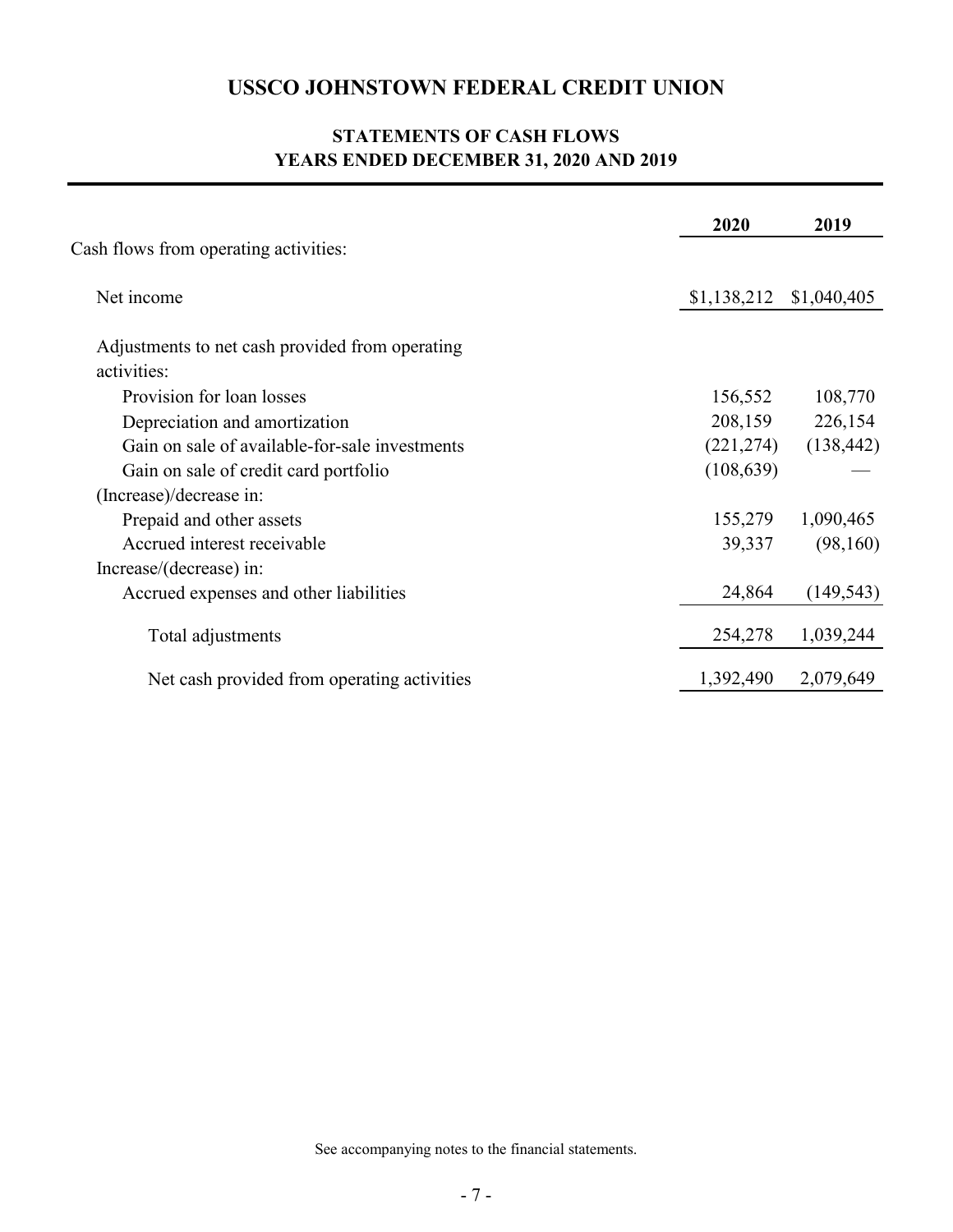# USSCO JOHNSTOWN FEDERAL CREDIT UNION

## STATEMENTS OF CASH FLOWS
## YEARS ENDED DECEMBER 31, 2020 AND 2019

| | 2020 | 2019 |
|---|---|---|
| Cash flows from operating activities: | | |
| Net income | $1,138,212 | $1,040,405 |
| Adjustments to net cash provided from operating activities: | | |
| Provision for loan losses | 156,552 | 108,770 |
| Depreciation and amortization | 208,159 | 226,154 |
| Gain on sale of available-for-sale investments | (221,274) | (138,442) |
| Gain on sale of credit card portfolio | (108,639) | — |
| (Increase)/decrease in: | | |
| Prepaid and other assets | 155,279 | 1,090,465 |
| Accrued interest receivable | 39,337 | (98,160) |
| Increase/(decrease) in: | | |
| Accrued expenses and other liabilities | 24,864 | (149,543) |
| Total adjustments | 254,278 | 1,039,244 |
| Net cash provided from operating activities | 1,392,490 | 2,079,649 |

See accompanying notes to the financial statements.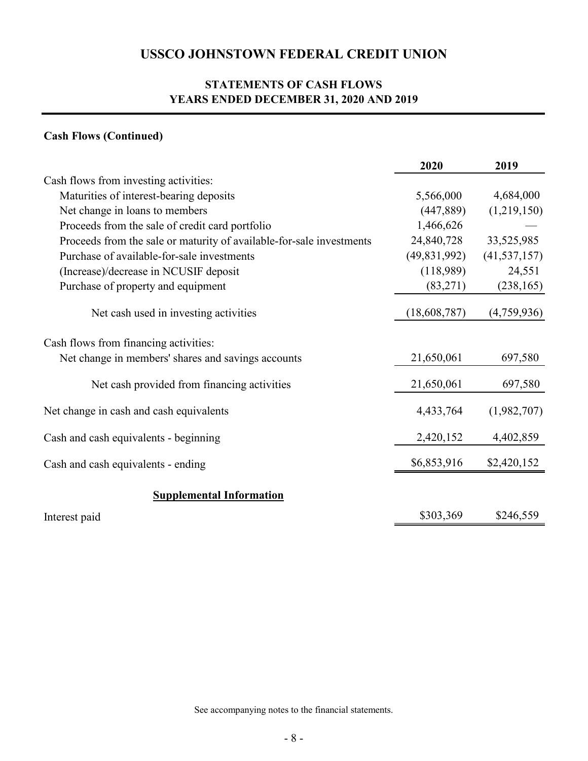# USSCO JOHNSTOWN FEDERAL CREDIT UNION

## STATEMENTS OF CASH FLOWS
## YEARS ENDED DECEMBER 31, 2020 AND 2019

**Cash Flows (Continued)**

| | 2020 | 2019 |
|---|---|---|
| Cash flows from investing activities: | | |
| Maturities of interest-bearing deposits | 5,566,000 | 4,684,000 |
| Net change in loans to members | (447,889) | (1,219,150) |
| Proceeds from the sale of credit card portfolio | 1,466,626 | — |
| Proceeds from the sale or maturity of available-for-sale investments | 24,840,728 | 33,525,985 |
| Purchase of available-for-sale investments | (49,831,992) | (41,537,157) |
| (Increase)/decrease in NCUSIF deposit | (118,989) | 24,551 |
| Purchase of property and equipment | (83,271) | (238,165) |
| Net cash used in investing activities | (18,608,787) | (4,759,936) |
| Cash flows from financing activities: | | |
| Net change in members' shares and savings accounts | 21,650,061 | 697,580 |
| Net cash provided from financing activities | 21,650,061 | 697,580 |
| Net change in cash and cash equivalents | 4,433,764 | (1,982,707) |
| Cash and cash equivalents - beginning | 2,420,152 | 4,402,859 |
| Cash and cash equivalents - ending | $6,853,916 | $2,420,152 |

**Supplemental Information**

| | 2020 | 2019 |
|---|---|---|
| Interest paid | $303,369 | $246,559 |

See accompanying notes to the financial statements.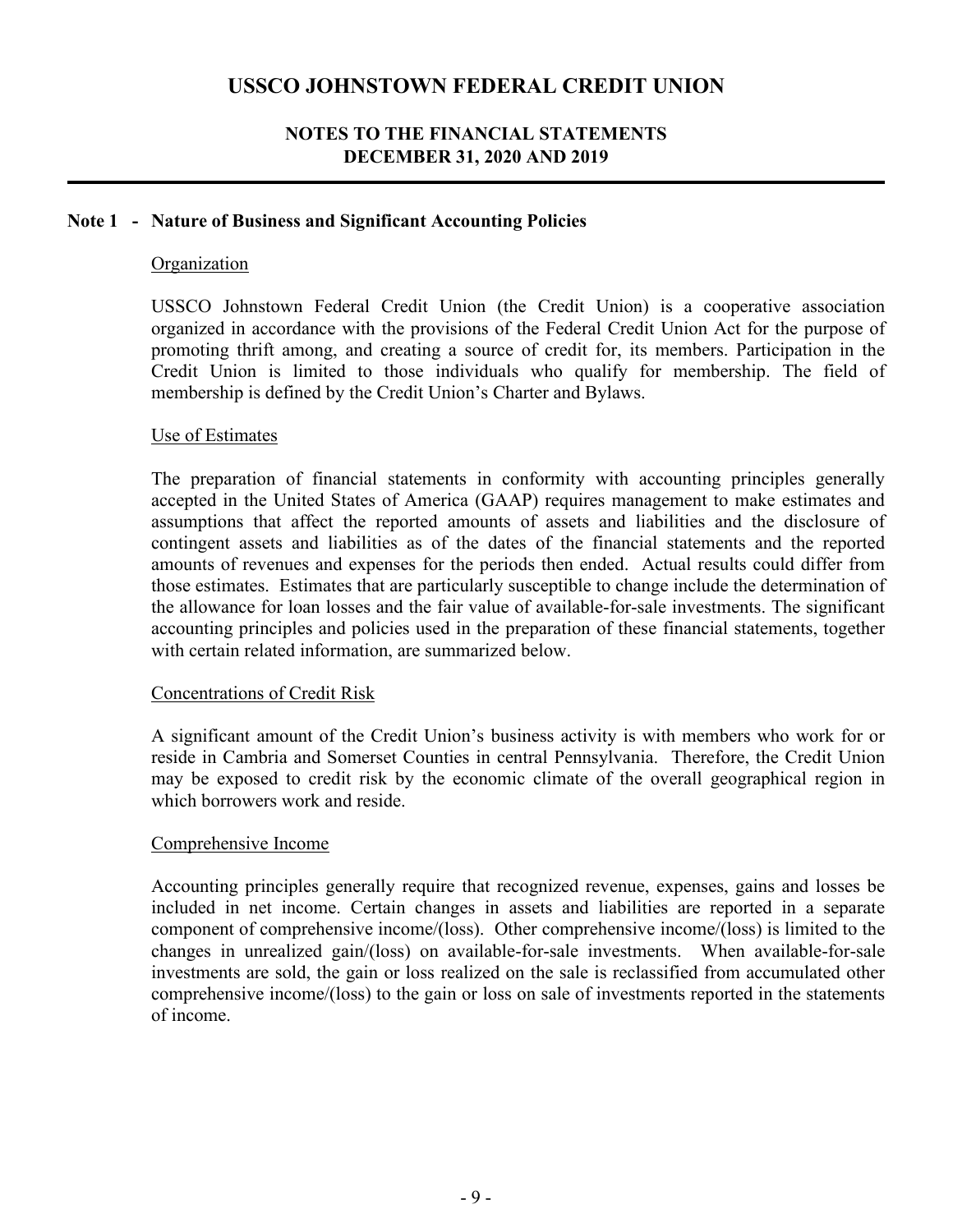## Note 1 - Nature of Business and Significant Accounting Policies

Organization

USSCO Johnstown Federal Credit Union (the Credit Union) is a cooperative association organized in accordance with the provisions of the Federal Credit Union Act for the purpose of promoting thrift among, and creating a source of credit for, its members. Participation in the Credit Union is limited to those individuals who qualify for membership. The field of membership is defined by the Credit Union's Charter and Bylaws.

Use of Estimates

The preparation of financial statements in conformity with accounting principles generally accepted in the United States of America (GAAP) requires management to make estimates and assumptions that affect the reported amounts of assets and liabilities and the disclosure of contingent assets and liabilities as of the dates of the financial statements and the reported amounts of revenues and expenses for the periods then ended. Actual results could differ from those estimates. Estimates that are particularly susceptible to change include the determination of the allowance for loan losses and the fair value of available-for-sale investments. The significant accounting principles and policies used in the preparation of these financial statements, together with certain related information, are summarized below.

Concentrations of Credit Risk

A significant amount of the Credit Union's business activity is with members who work for or reside in Cambria and Somerset Counties in central Pennsylvania. Therefore, the Credit Union may be exposed to credit risk by the economic climate of the overall geographical region in which borrowers work and reside.

Comprehensive Income

Accounting principles generally require that recognized revenue, expenses, gains and losses be included in net income. Certain changes in assets and liabilities are reported in a separate component of comprehensive income/(loss). Other comprehensive income/(loss) is limited to the changes in unrealized gain/(loss) on available-for-sale investments. When available-for-sale investments are sold, the gain or loss realized on the sale is reclassified from accumulated other comprehensive income/(loss) to the gain or loss on sale of investments reported in the statements of income.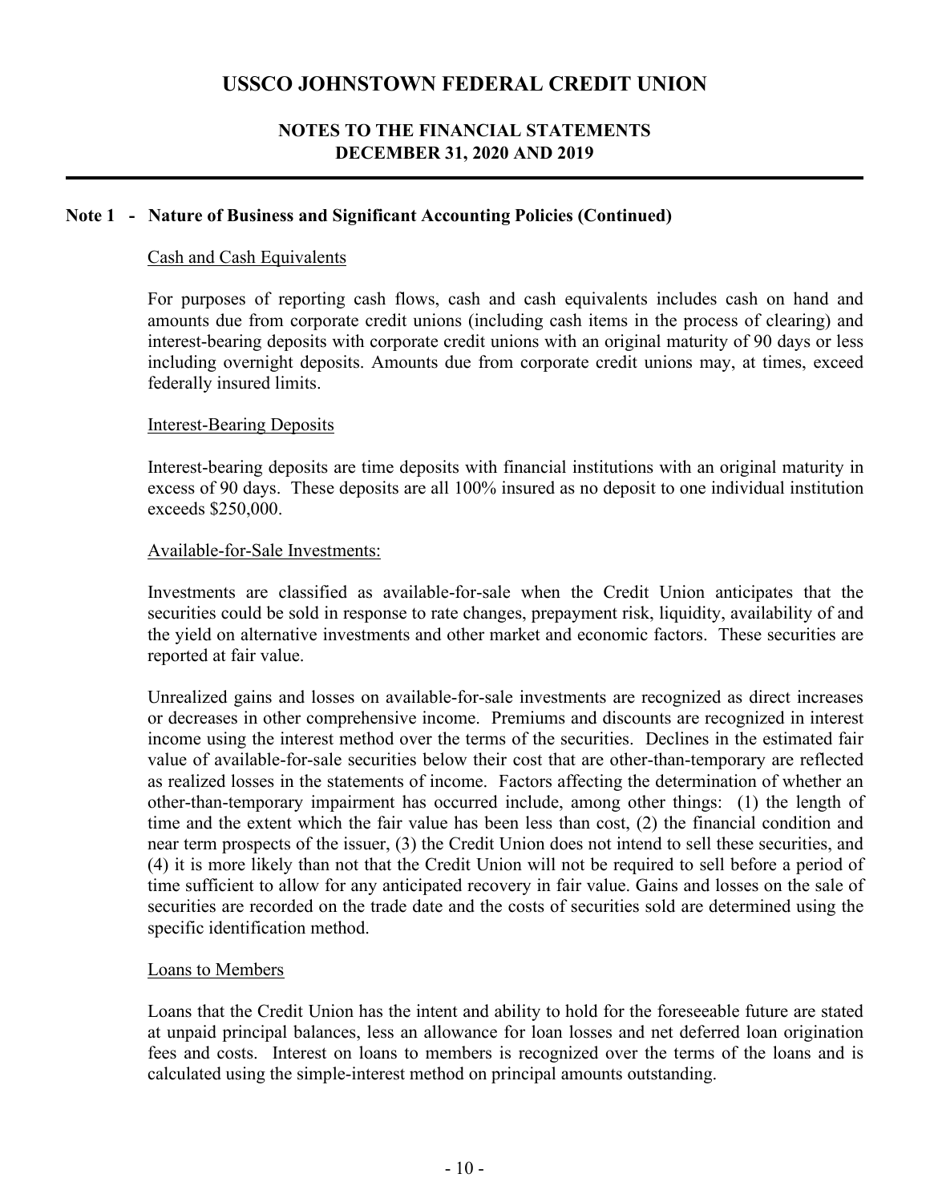# USSCO JOHNSTOWN FEDERAL CREDIT UNION

## NOTES TO THE FINANCIAL STATEMENTS
## DECEMBER 31, 2020 AND 2019

### Note 1 - Nature of Business and Significant Accounting Policies (Continued)

Cash and Cash Equivalents

For purposes of reporting cash flows, cash and cash equivalents includes cash on hand and amounts due from corporate credit unions (including cash items in the process of clearing) and interest-bearing deposits with corporate credit unions with an original maturity of 90 days or less including overnight deposits. Amounts due from corporate credit unions may, at times, exceed federally insured limits.

Interest-Bearing Deposits

Interest-bearing deposits are time deposits with financial institutions with an original maturity in excess of 90 days. These deposits are all 100% insured as no deposit to one individual institution exceeds $250,000.

Available-for-Sale Investments:

Investments are classified as available-for-sale when the Credit Union anticipates that the securities could be sold in response to rate changes, prepayment risk, liquidity, availability of and the yield on alternative investments and other market and economic factors. These securities are reported at fair value.

Unrealized gains and losses on available-for-sale investments are recognized as direct increases or decreases in other comprehensive income. Premiums and discounts are recognized in interest income using the interest method over the terms of the securities. Declines in the estimated fair value of available-for-sale securities below their cost that are other-than-temporary are reflected as realized losses in the statements of income. Factors affecting the determination of whether an other-than-temporary impairment has occurred include, among other things: (1) the length of time and the extent which the fair value has been less than cost, (2) the financial condition and near term prospects of the issuer, (3) the Credit Union does not intend to sell these securities, and (4) it is more likely than not that the Credit Union will not be required to sell before a period of time sufficient to allow for any anticipated recovery in fair value. Gains and losses on the sale of securities are recorded on the trade date and the costs of securities sold are determined using the specific identification method.

Loans to Members

Loans that the Credit Union has the intent and ability to hold for the foreseeable future are stated at unpaid principal balances, less an allowance for loan losses and net deferred loan origination fees and costs. Interest on loans to members is recognized over the terms of the loans and is calculated using the simple-interest method on principal amounts outstanding.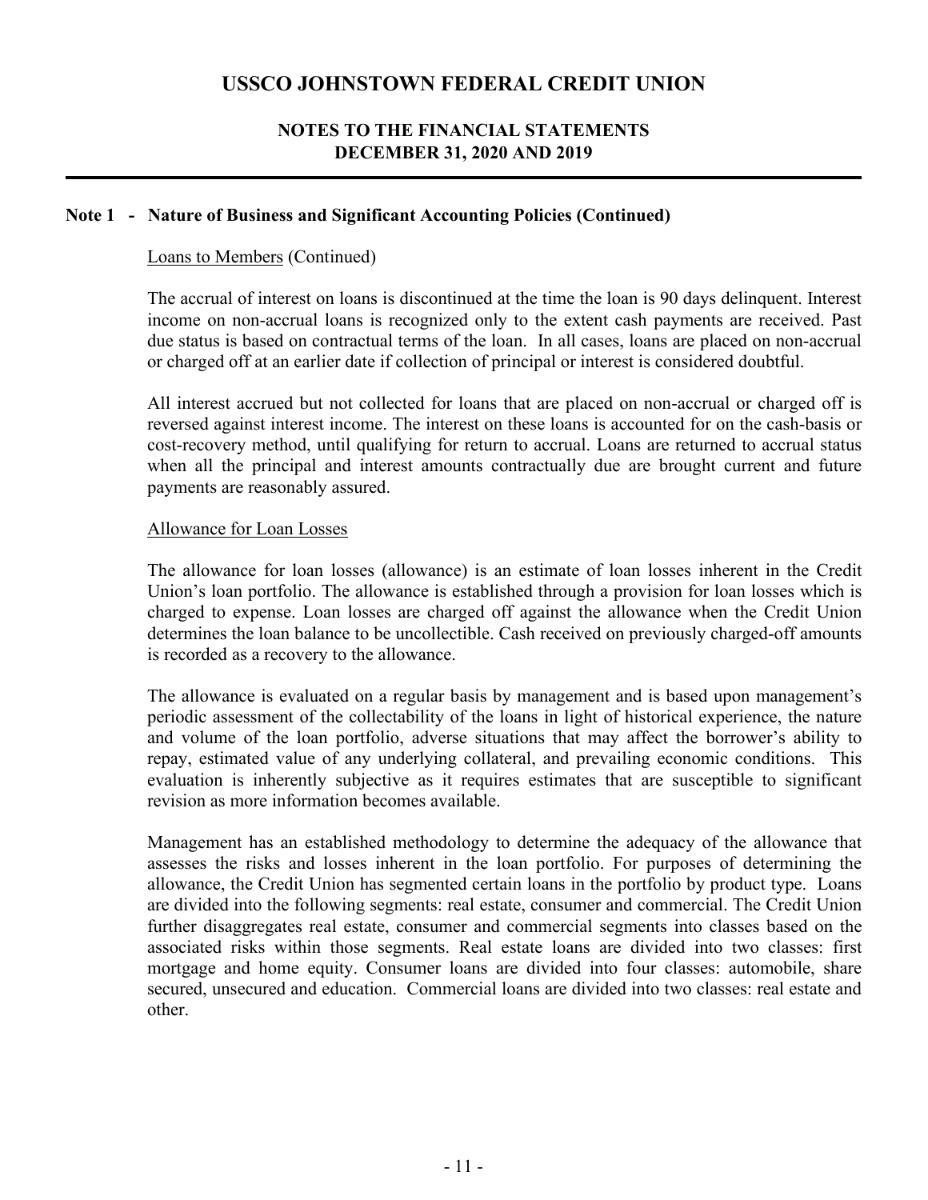## Note 1 - Nature of Business and Significant Accounting Policies (Continued)

Loans to Members (Continued)

The accrual of interest on loans is discontinued at the time the loan is 90 days delinquent. Interest income on non-accrual loans is recognized only to the extent cash payments are received. Past due status is based on contractual terms of the loan. In all cases, loans are placed on non-accrual or charged off at an earlier date if collection of principal or interest is considered doubtful.

All interest accrued but not collected for loans that are placed on non-accrual or charged off is reversed against interest income. The interest on these loans is accounted for on the cash-basis or cost-recovery method, until qualifying for return to accrual. Loans are returned to accrual status when all the principal and interest amounts contractually due are brought current and future payments are reasonably assured.

Allowance for Loan Losses

The allowance for loan losses (allowance) is an estimate of loan losses inherent in the Credit Union's loan portfolio. The allowance is established through a provision for loan losses which is charged to expense. Loan losses are charged off against the allowance when the Credit Union determines the loan balance to be uncollectible. Cash received on previously charged-off amounts is recorded as a recovery to the allowance.

The allowance is evaluated on a regular basis by management and is based upon management's periodic assessment of the collectability of the loans in light of historical experience, the nature and volume of the loan portfolio, adverse situations that may affect the borrower's ability to repay, estimated value of any underlying collateral, and prevailing economic conditions. This evaluation is inherently subjective as it requires estimates that are susceptible to significant revision as more information becomes available.

Management has an established methodology to determine the adequacy of the allowance that assesses the risks and losses inherent in the loan portfolio. For purposes of determining the allowance, the Credit Union has segmented certain loans in the portfolio by product type. Loans are divided into the following segments: real estate, consumer and commercial. The Credit Union further disaggregates real estate, consumer and commercial segments into classes based on the associated risks within those segments. Real estate loans are divided into two classes: first mortgage and home equity. Consumer loans are divided into four classes: automobile, share secured, unsecured and education. Commercial loans are divided into two classes: real estate and other.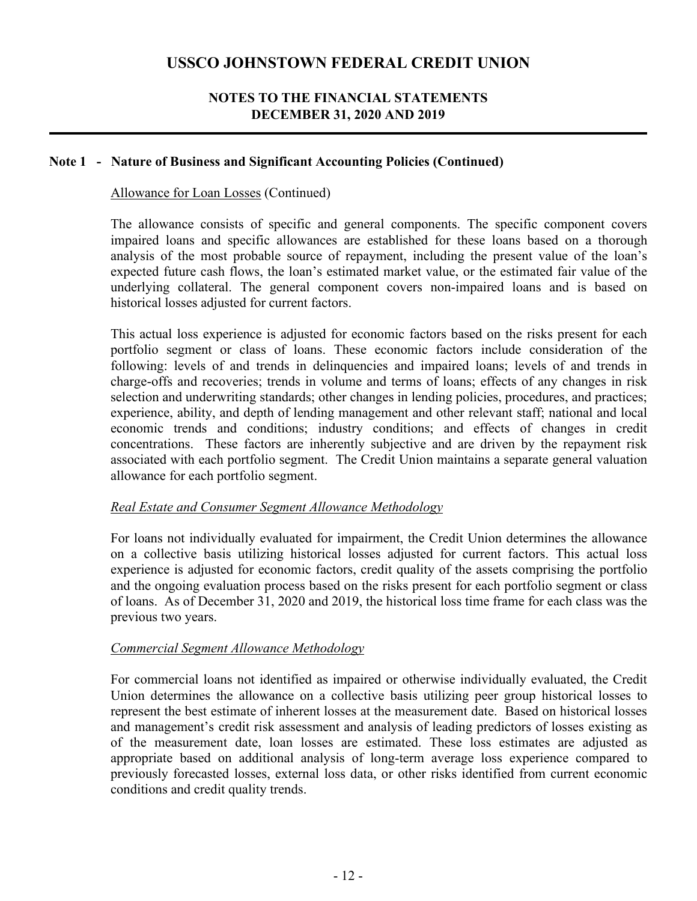## Note 1 - Nature of Business and Significant Accounting Policies (Continued)

Allowance for Loan Losses (Continued)

The allowance consists of specific and general components. The specific component covers impaired loans and specific allowances are established for these loans based on a thorough analysis of the most probable source of repayment, including the present value of the loan's expected future cash flows, the loan's estimated market value, or the estimated fair value of the underlying collateral. The general component covers non-impaired loans and is based on historical losses adjusted for current factors.

This actual loss experience is adjusted for economic factors based on the risks present for each portfolio segment or class of loans. These economic factors include consideration of the following: levels of and trends in delinquencies and impaired loans; levels of and trends in charge-offs and recoveries; trends in volume and terms of loans; effects of any changes in risk selection and underwriting standards; other changes in lending policies, procedures, and practices; experience, ability, and depth of lending management and other relevant staff; national and local economic trends and conditions; industry conditions; and effects of changes in credit concentrations. These factors are inherently subjective and are driven by the repayment risk associated with each portfolio segment. The Credit Union maintains a separate general valuation allowance for each portfolio segment.

*Real Estate and Consumer Segment Allowance Methodology*

For loans not individually evaluated for impairment, the Credit Union determines the allowance on a collective basis utilizing historical losses adjusted for current factors. This actual loss experience is adjusted for economic factors, credit quality of the assets comprising the portfolio and the ongoing evaluation process based on the risks present for each portfolio segment or class of loans. As of December 31, 2020 and 2019, the historical loss time frame for each class was the previous two years.

*Commercial Segment Allowance Methodology*

For commercial loans not identified as impaired or otherwise individually evaluated, the Credit Union determines the allowance on a collective basis utilizing peer group historical losses to represent the best estimate of inherent losses at the measurement date. Based on historical losses and management's credit risk assessment and analysis of leading predictors of losses existing as of the measurement date, loan losses are estimated. These loss estimates are adjusted as appropriate based on additional analysis of long-term average loss experience compared to previously forecasted losses, external loss data, or other risks identified from current economic conditions and credit quality trends.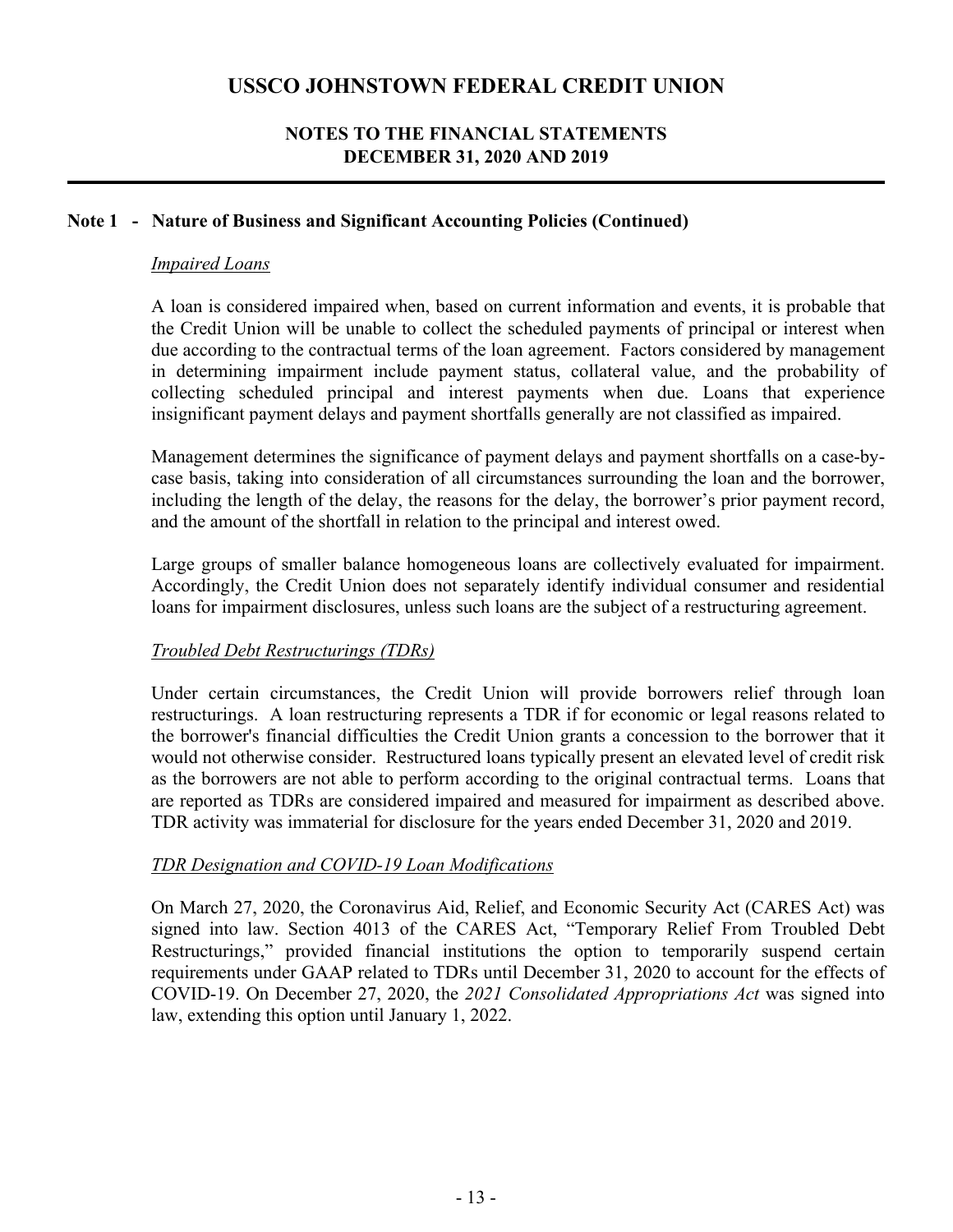## Note 1 - Nature of Business and Significant Accounting Policies (Continued)

### *Impaired Loans*

A loan is considered impaired when, based on current information and events, it is probable that the Credit Union will be unable to collect the scheduled payments of principal or interest when due according to the contractual terms of the loan agreement. Factors considered by management in determining impairment include payment status, collateral value, and the probability of collecting scheduled principal and interest payments when due. Loans that experience insignificant payment delays and payment shortfalls generally are not classified as impaired.

Management determines the significance of payment delays and payment shortfalls on a case-by-case basis, taking into consideration of all circumstances surrounding the loan and the borrower, including the length of the delay, the reasons for the delay, the borrower's prior payment record, and the amount of the shortfall in relation to the principal and interest owed.

Large groups of smaller balance homogeneous loans are collectively evaluated for impairment. Accordingly, the Credit Union does not separately identify individual consumer and residential loans for impairment disclosures, unless such loans are the subject of a restructuring agreement.

### *Troubled Debt Restructurings (TDRs)*

Under certain circumstances, the Credit Union will provide borrowers relief through loan restructurings. A loan restructuring represents a TDR if for economic or legal reasons related to the borrower's financial difficulties the Credit Union grants a concession to the borrower that it would not otherwise consider. Restructured loans typically present an elevated level of credit risk as the borrowers are not able to perform according to the original contractual terms. Loans that are reported as TDRs are considered impaired and measured for impairment as described above. TDR activity was immaterial for disclosure for the years ended December 31, 2020 and 2019.

### *TDR Designation and COVID-19 Loan Modifications*

On March 27, 2020, the Coronavirus Aid, Relief, and Economic Security Act (CARES Act) was signed into law. Section 4013 of the CARES Act, "Temporary Relief From Troubled Debt Restructurings," provided financial institutions the option to temporarily suspend certain requirements under GAAP related to TDRs until December 31, 2020 to account for the effects of COVID-19. On December 27, 2020, the *2021 Consolidated Appropriations Act* was signed into law, extending this option until January 1, 2022.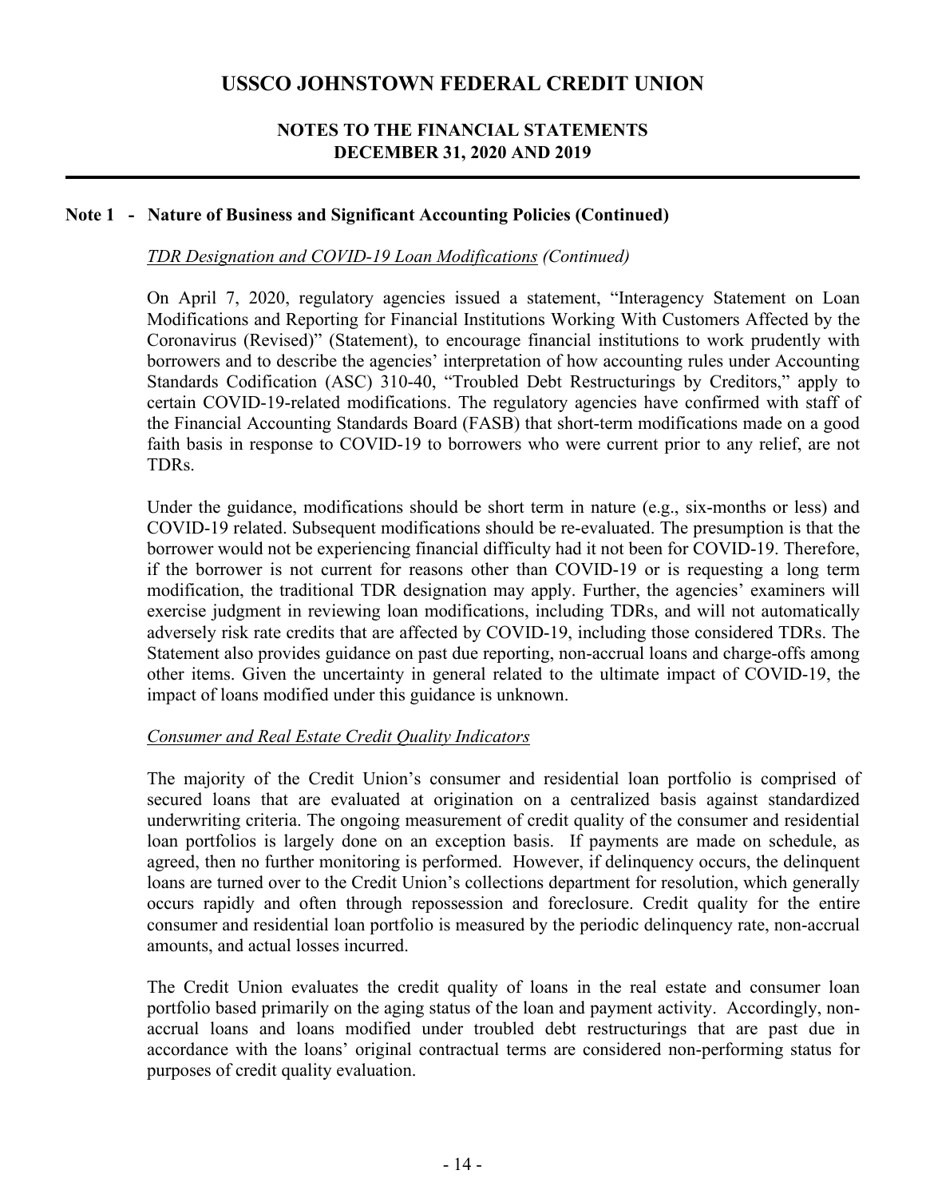## Note 1 - Nature of Business and Significant Accounting Policies (Continued)

*TDR Designation and COVID-19 Loan Modifications (Continued)*

On April 7, 2020, regulatory agencies issued a statement, "Interagency Statement on Loan Modifications and Reporting for Financial Institutions Working With Customers Affected by the Coronavirus (Revised)" (Statement), to encourage financial institutions to work prudently with borrowers and to describe the agencies' interpretation of how accounting rules under Accounting Standards Codification (ASC) 310-40, "Troubled Debt Restructurings by Creditors," apply to certain COVID-19-related modifications. The regulatory agencies have confirmed with staff of the Financial Accounting Standards Board (FASB) that short-term modifications made on a good faith basis in response to COVID-19 to borrowers who were current prior to any relief, are not TDRs.

Under the guidance, modifications should be short term in nature (e.g., six-months or less) and COVID-19 related. Subsequent modifications should be re-evaluated. The presumption is that the borrower would not be experiencing financial difficulty had it not been for COVID-19. Therefore, if the borrower is not current for reasons other than COVID-19 or is requesting a long term modification, the traditional TDR designation may apply. Further, the agencies' examiners will exercise judgment in reviewing loan modifications, including TDRs, and will not automatically adversely risk rate credits that are affected by COVID-19, including those considered TDRs. The Statement also provides guidance on past due reporting, non-accrual loans and charge-offs among other items. Given the uncertainty in general related to the ultimate impact of COVID-19, the impact of loans modified under this guidance is unknown.

*Consumer and Real Estate Credit Quality Indicators*

The majority of the Credit Union's consumer and residential loan portfolio is comprised of secured loans that are evaluated at origination on a centralized basis against standardized underwriting criteria. The ongoing measurement of credit quality of the consumer and residential loan portfolios is largely done on an exception basis. If payments are made on schedule, as agreed, then no further monitoring is performed. However, if delinquency occurs, the delinquent loans are turned over to the Credit Union's collections department for resolution, which generally occurs rapidly and often through repossession and foreclosure. Credit quality for the entire consumer and residential loan portfolio is measured by the periodic delinquency rate, non-accrual amounts, and actual losses incurred.

The Credit Union evaluates the credit quality of loans in the real estate and consumer loan portfolio based primarily on the aging status of the loan and payment activity. Accordingly, non-accrual loans and loans modified under troubled debt restructurings that are past due in accordance with the loans' original contractual terms are considered non-performing status for purposes of credit quality evaluation.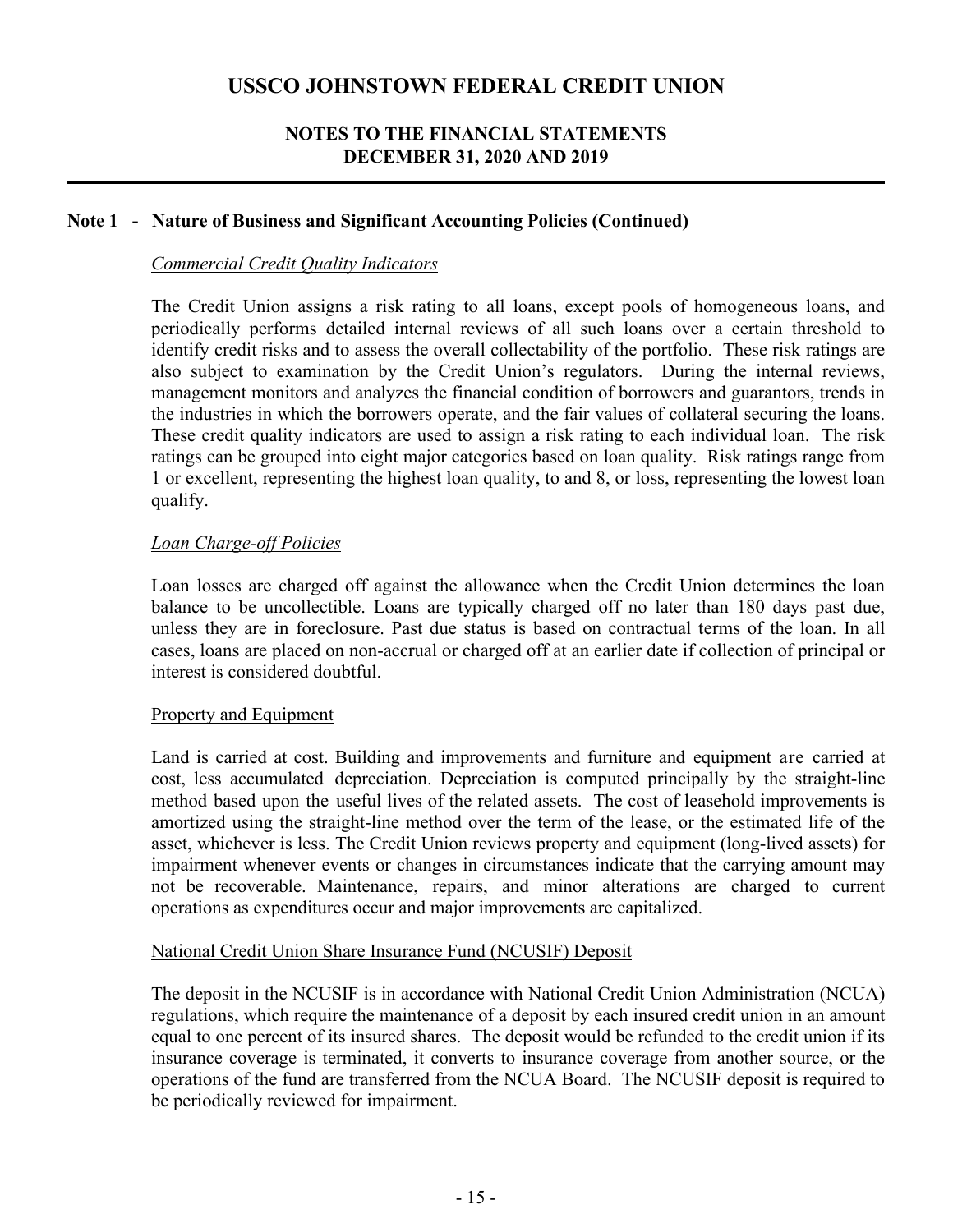## Note 1 - Nature of Business and Significant Accounting Policies (Continued)

*Commercial Credit Quality Indicators*

The Credit Union assigns a risk rating to all loans, except pools of homogeneous loans, and periodically performs detailed internal reviews of all such loans over a certain threshold to identify credit risks and to assess the overall collectability of the portfolio. These risk ratings are also subject to examination by the Credit Union's regulators. During the internal reviews, management monitors and analyzes the financial condition of borrowers and guarantors, trends in the industries in which the borrowers operate, and the fair values of collateral securing the loans. These credit quality indicators are used to assign a risk rating to each individual loan. The risk ratings can be grouped into eight major categories based on loan quality. Risk ratings range from 1 or excellent, representing the highest loan quality, to and 8, or loss, representing the lowest loan qualify.

*Loan Charge-off Policies*

Loan losses are charged off against the allowance when the Credit Union determines the loan balance to be uncollectible. Loans are typically charged off no later than 180 days past due, unless they are in foreclosure. Past due status is based on contractual terms of the loan. In all cases, loans are placed on non-accrual or charged off at an earlier date if collection of principal or interest is considered doubtful.

Property and Equipment

Land is carried at cost. Building and improvements and furniture and equipment are carried at cost, less accumulated depreciation. Depreciation is computed principally by the straight-line method based upon the useful lives of the related assets. The cost of leasehold improvements is amortized using the straight-line method over the term of the lease, or the estimated life of the asset, whichever is less. The Credit Union reviews property and equipment (long-lived assets) for impairment whenever events or changes in circumstances indicate that the carrying amount may not be recoverable. Maintenance, repairs, and minor alterations are charged to current operations as expenditures occur and major improvements are capitalized.

National Credit Union Share Insurance Fund (NCUSIF) Deposit

The deposit in the NCUSIF is in accordance with National Credit Union Administration (NCUA) regulations, which require the maintenance of a deposit by each insured credit union in an amount equal to one percent of its insured shares. The deposit would be refunded to the credit union if its insurance coverage is terminated, it converts to insurance coverage from another source, or the operations of the fund are transferred from the NCUA Board. The NCUSIF deposit is required to be periodically reviewed for impairment.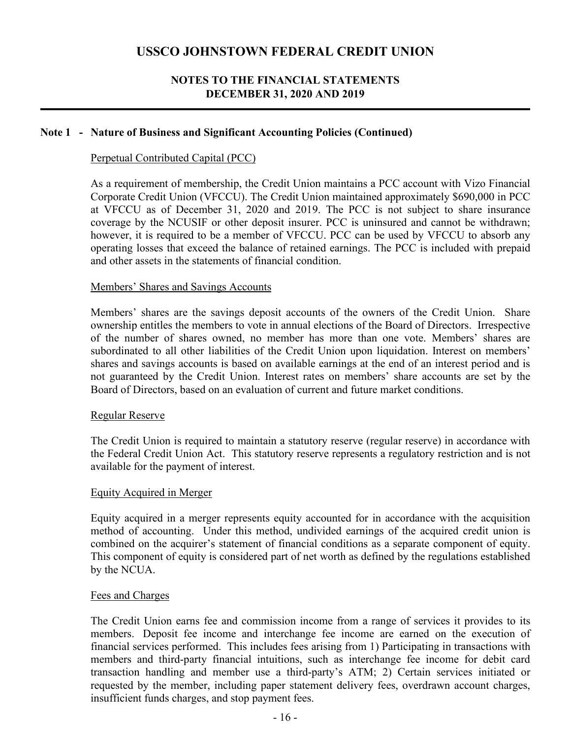# USSCO JOHNSTOWN FEDERAL CREDIT UNION

## NOTES TO THE FINANCIAL STATEMENTS
## DECEMBER 31, 2020 AND 2019

### Note 1 - Nature of Business and Significant Accounting Policies (Continued)

Perpetual Contributed Capital (PCC)

As a requirement of membership, the Credit Union maintains a PCC account with Vizo Financial Corporate Credit Union (VFCCU). The Credit Union maintained approximately $690,000 in PCC at VFCCU as of December 31, 2020 and 2019. The PCC is not subject to share insurance coverage by the NCUSIF or other deposit insurer. PCC is uninsured and cannot be withdrawn; however, it is required to be a member of VFCCU. PCC can be used by VFCCU to absorb any operating losses that exceed the balance of retained earnings. The PCC is included with prepaid and other assets in the statements of financial condition.

Members' Shares and Savings Accounts

Members' shares are the savings deposit accounts of the owners of the Credit Union. Share ownership entitles the members to vote in annual elections of the Board of Directors. Irrespective of the number of shares owned, no member has more than one vote. Members' shares are subordinated to all other liabilities of the Credit Union upon liquidation. Interest on members' shares and savings accounts is based on available earnings at the end of an interest period and is not guaranteed by the Credit Union. Interest rates on members' share accounts are set by the Board of Directors, based on an evaluation of current and future market conditions.

Regular Reserve

The Credit Union is required to maintain a statutory reserve (regular reserve) in accordance with the Federal Credit Union Act. This statutory reserve represents a regulatory restriction and is not available for the payment of interest.

Equity Acquired in Merger

Equity acquired in a merger represents equity accounted for in accordance with the acquisition method of accounting. Under this method, undivided earnings of the acquired credit union is combined on the acquirer's statement of financial conditions as a separate component of equity. This component of equity is considered part of net worth as defined by the regulations established by the NCUA.

Fees and Charges

The Credit Union earns fee and commission income from a range of services it provides to its members. Deposit fee income and interchange fee income are earned on the execution of financial services performed. This includes fees arising from 1) Participating in transactions with members and third-party financial intuitions, such as interchange fee income for debit card transaction handling and member use a third-party's ATM; 2) Certain services initiated or requested by the member, including paper statement delivery fees, overdrawn account charges, insufficient funds charges, and stop payment fees.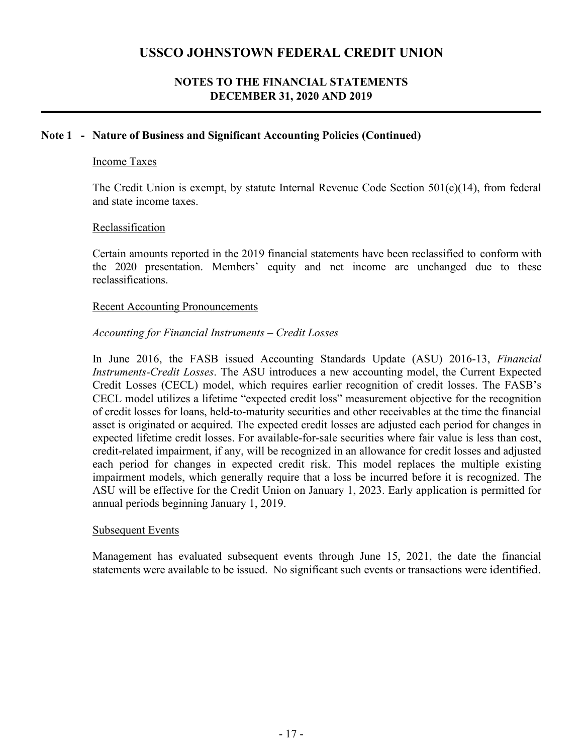# USSCO JOHNSTOWN FEDERAL CREDIT UNION

## NOTES TO THE FINANCIAL STATEMENTS
## DECEMBER 31, 2020 AND 2019

### Note 1 - Nature of Business and Significant Accounting Policies (Continued)

Income Taxes

The Credit Union is exempt, by statute Internal Revenue Code Section 501(c)(14), from federal and state income taxes.

Reclassification

Certain amounts reported in the 2019 financial statements have been reclassified to conform with the 2020 presentation. Members' equity and net income are unchanged due to these reclassifications.

Recent Accounting Pronouncements

*Accounting for Financial Instruments – Credit Losses*

In June 2016, the FASB issued Accounting Standards Update (ASU) 2016-13, *Financial Instruments-Credit Losses*. The ASU introduces a new accounting model, the Current Expected Credit Losses (CECL) model, which requires earlier recognition of credit losses. The FASB's CECL model utilizes a lifetime "expected credit loss" measurement objective for the recognition of credit losses for loans, held-to-maturity securities and other receivables at the time the financial asset is originated or acquired. The expected credit losses are adjusted each period for changes in expected lifetime credit losses. For available-for-sale securities where fair value is less than cost, credit-related impairment, if any, will be recognized in an allowance for credit losses and adjusted each period for changes in expected credit risk. This model replaces the multiple existing impairment models, which generally require that a loss be incurred before it is recognized. The ASU will be effective for the Credit Union on January 1, 2023. Early application is permitted for annual periods beginning January 1, 2019.

Subsequent Events

Management has evaluated subsequent events through June 15, 2021, the date the financial statements were available to be issued. No significant such events or transactions were identified.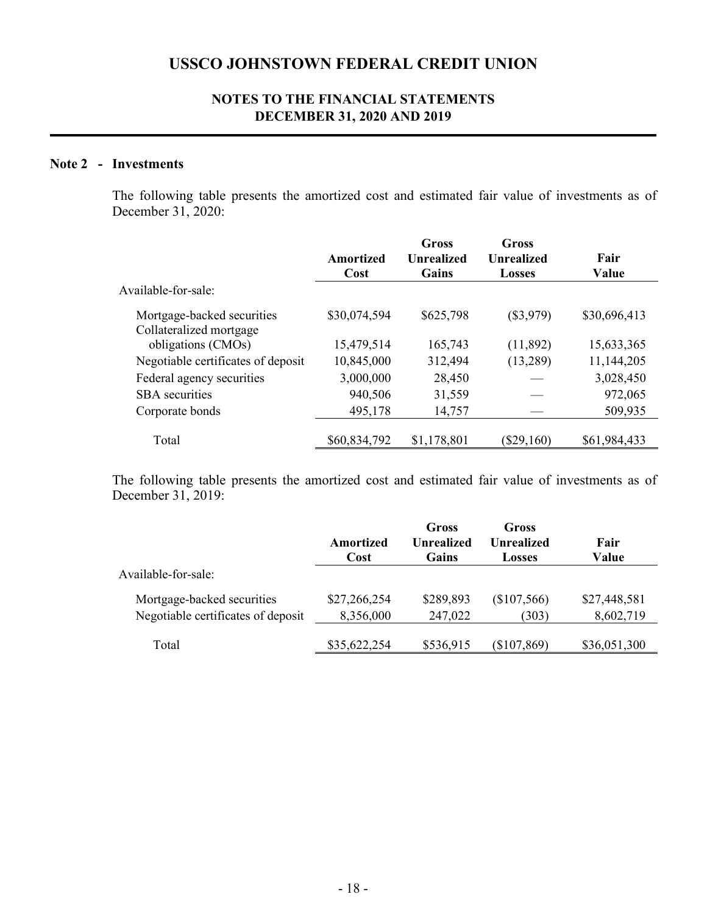# USSCO JOHNSTOWN FEDERAL CREDIT UNION

## NOTES TO THE FINANCIAL STATEMENTS
## DECEMBER 31, 2020 AND 2019

### Note 2 - Investments

The following table presents the amortized cost and estimated fair value of investments as of December 31, 2020:

| | Amortized Cost | Gross Unrealized Gains | Gross Unrealized Losses | Fair Value |
|---|---|---|---|---|
| Available-for-sale: | | | | |
| Mortgage-backed securities | $30,074,594 | $625,798 | ($3,979) | $30,696,413 |
| Collateralized mortgage obligations (CMOs) | 15,479,514 | 165,743 | (11,892) | 15,633,365 |
| Negotiable certificates of deposit | 10,845,000 | 312,494 | (13,289) | 11,144,205 |
| Federal agency securities | 3,000,000 | 28,450 | — | 3,028,450 |
| SBA securities | 940,506 | 31,559 | — | 972,065 |
| Corporate bonds | 495,178 | 14,757 | — | 509,935 |
| Total | $60,834,792 | $1,178,801 | ($29,160) | $61,984,433 |

The following table presents the amortized cost and estimated fair value of investments as of December 31, 2019:

| | Amortized Cost | Gross Unrealized Gains | Gross Unrealized Losses | Fair Value |
|---|---|---|---|---|
| Available-for-sale: | | | | |
| Mortgage-backed securities | $27,266,254 | $289,893 | ($107,566) | $27,448,581 |
| Negotiable certificates of deposit | 8,356,000 | 247,022 | (303) | 8,602,719 |
| Total | $35,622,254 | $536,915 | ($107,869) | $36,051,300 |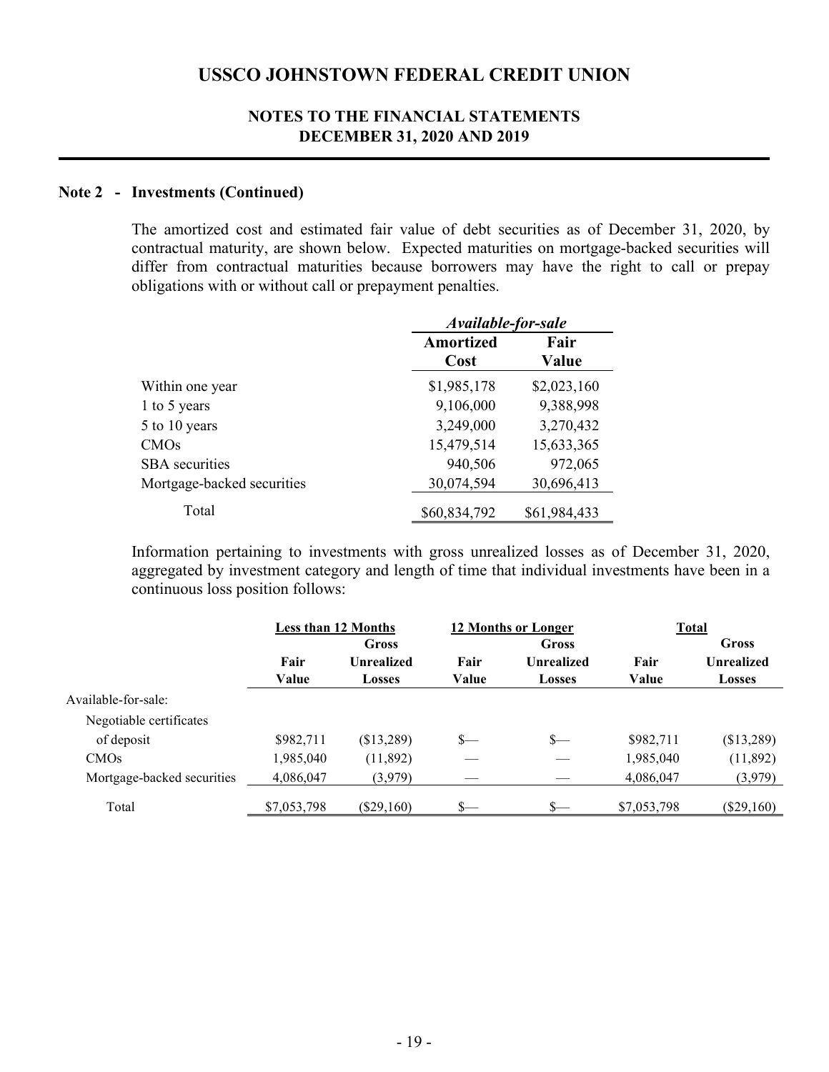## Note 2 - Investments (Continued)

The amortized cost and estimated fair value of debt securities as of December 31, 2020, by contractual maturity, are shown below. Expected maturities on mortgage-backed securities will differ from contractual maturities because borrowers may have the right to call or prepay obligations with or without call or prepayment penalties.

| | *Available-for-sale* | |
|---|---|---|
| | **Amortized Cost** | **Fair Value** |
| Within one year | $1,985,178 | $2,023,160 |
| 1 to 5 years | 9,106,000 | 9,388,998 |
| 5 to 10 years | 3,249,000 | 3,270,432 |
| CMOs | 15,479,514 | 15,633,365 |
| SBA securities | 940,506 | 972,065 |
| Mortgage-backed securities | 30,074,594 | 30,696,413 |
| Total | $60,834,792 | $61,984,433 |

Information pertaining to investments with gross unrealized losses as of December 31, 2020, aggregated by investment category and length of time that individual investments have been in a continuous loss position follows:

| | Less than 12 Months | | 12 Months or Longer | | Total | |
|---|---|---|---|---|---|---|
| | **Fair Value** | **Gross Unrealized Losses** | **Fair Value** | **Gross Unrealized Losses** | **Fair Value** | **Gross Unrealized Losses** |
| Available-for-sale: | | | | | | |
| Negotiable certificates of deposit | $982,711 | ($13,289) | $— | $— | $982,711 | ($13,289) |
| CMOs | 1,985,040 | (11,892) | — | — | 1,985,040 | (11,892) |
| Mortgage-backed securities | 4,086,047 | (3,979) | — | — | 4,086,047 | (3,979) |
| Total | $7,053,798 | ($29,160) | $— | $— | $7,053,798 | ($29,160) |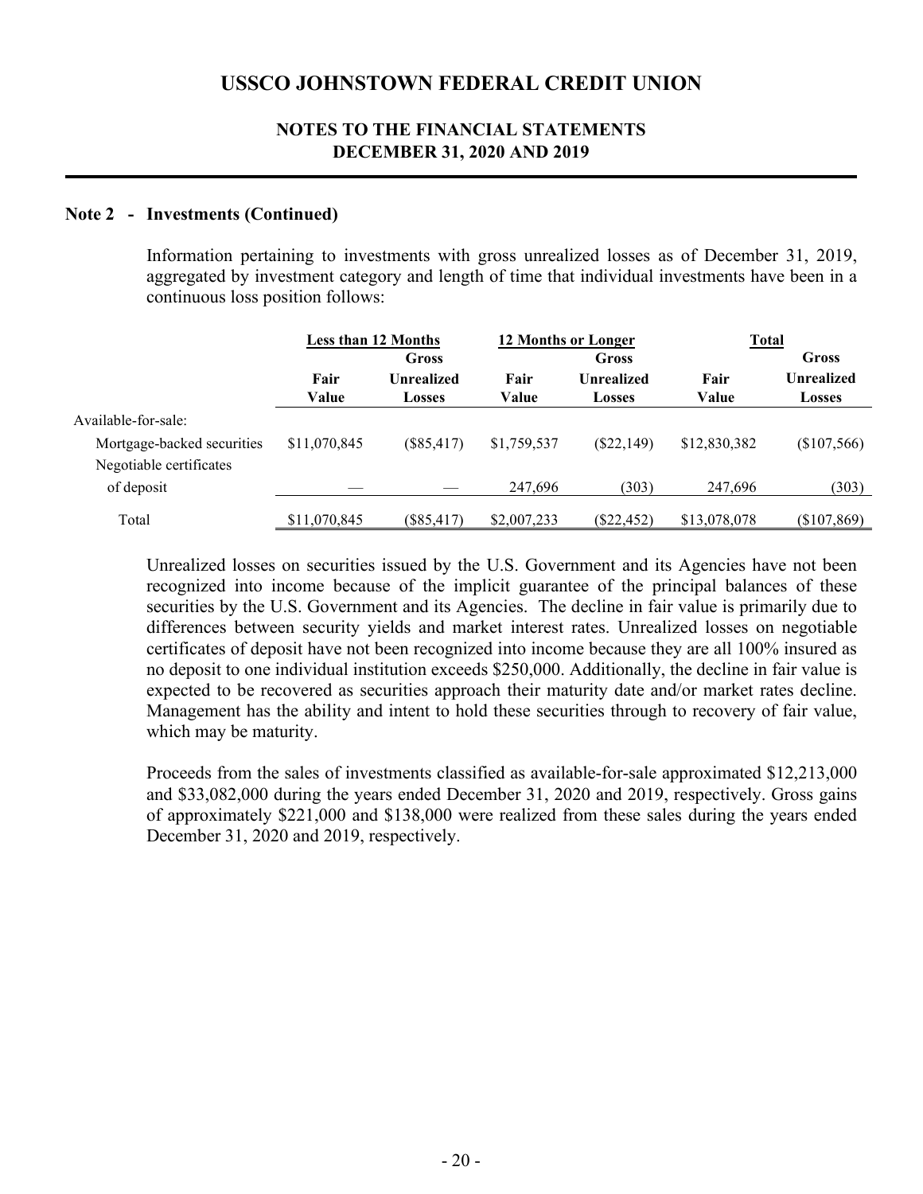## Note 2 - Investments (Continued)

Information pertaining to investments with gross unrealized losses as of December 31, 2019, aggregated by investment category and length of time that individual investments have been in a continuous loss position follows:

| | Less than 12 Months | | 12 Months or Longer | | Total | |
|---|---|---|---|---|---|---|
| | Fair Value | Gross Unrealized Losses | Fair Value | Gross Unrealized Losses | Fair Value | Gross Unrealized Losses |
| Available-for-sale: | | | | | | |
| Mortgage-backed securities | $11,070,845 | ($85,417) | $1,759,537 | ($22,149) | $12,830,382 | ($107,566) |
| Negotiable certificates of deposit | — | — | 247,696 | (303) | 247,696 | (303) |
| Total | $11,070,845 | ($85,417) | $2,007,233 | ($22,452) | $13,078,078 | ($107,869) |

Unrealized losses on securities issued by the U.S. Government and its Agencies have not been recognized into income because of the implicit guarantee of the principal balances of these securities by the U.S. Government and its Agencies. The decline in fair value is primarily due to differences between security yields and market interest rates. Unrealized losses on negotiable certificates of deposit have not been recognized into income because they are all 100% insured as no deposit to one individual institution exceeds $250,000. Additionally, the decline in fair value is expected to be recovered as securities approach their maturity date and/or market rates decline. Management has the ability and intent to hold these securities through to recovery of fair value, which may be maturity.

Proceeds from the sales of investments classified as available-for-sale approximated $12,213,000 and $33,082,000 during the years ended December 31, 2020 and 2019, respectively. Gross gains of approximately $221,000 and $138,000 were realized from these sales during the years ended December 31, 2020 and 2019, respectively.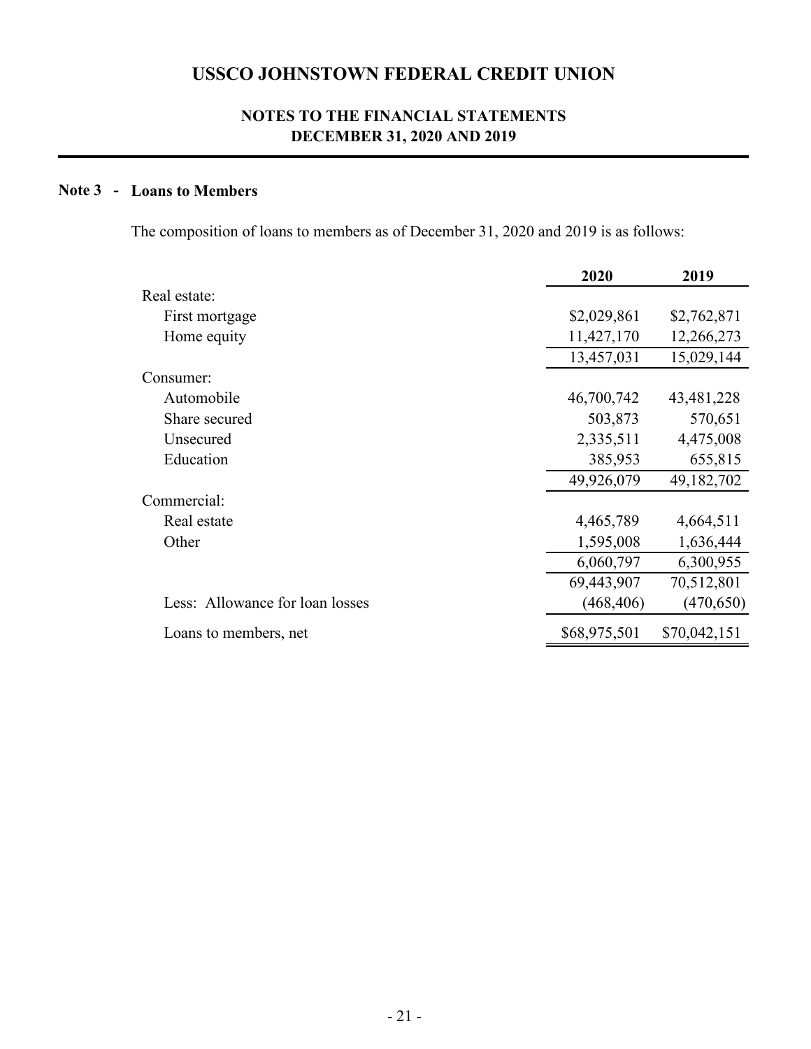# USSCO JOHNSTOWN FEDERAL CREDIT UNION

## NOTES TO THE FINANCIAL STATEMENTS
## DECEMBER 31, 2020 AND 2019

### Note 3 - Loans to Members

The composition of loans to members as of December 31, 2020 and 2019 is as follows:

| | 2020 | 2019 |
|---|---|---|
| Real estate: | | |
| First mortgage | $2,029,861 | $2,762,871 |
| Home equity | 11,427,170 | 12,266,273 |
| | 13,457,031 | 15,029,144 |
| Consumer: | | |
| Automobile | 46,700,742 | 43,481,228 |
| Share secured | 503,873 | 570,651 |
| Unsecured | 2,335,511 | 4,475,008 |
| Education | 385,953 | 655,815 |
| | 49,926,079 | 49,182,702 |
| Commercial: | | |
| Real estate | 4,465,789 | 4,664,511 |
| Other | 1,595,008 | 1,636,444 |
| | 6,060,797 | 6,300,955 |
| | 69,443,907 | 70,512,801 |
| Less: Allowance for loan losses | (468,406) | (470,650) |
| Loans to members, net | $68,975,501 | $70,042,151 |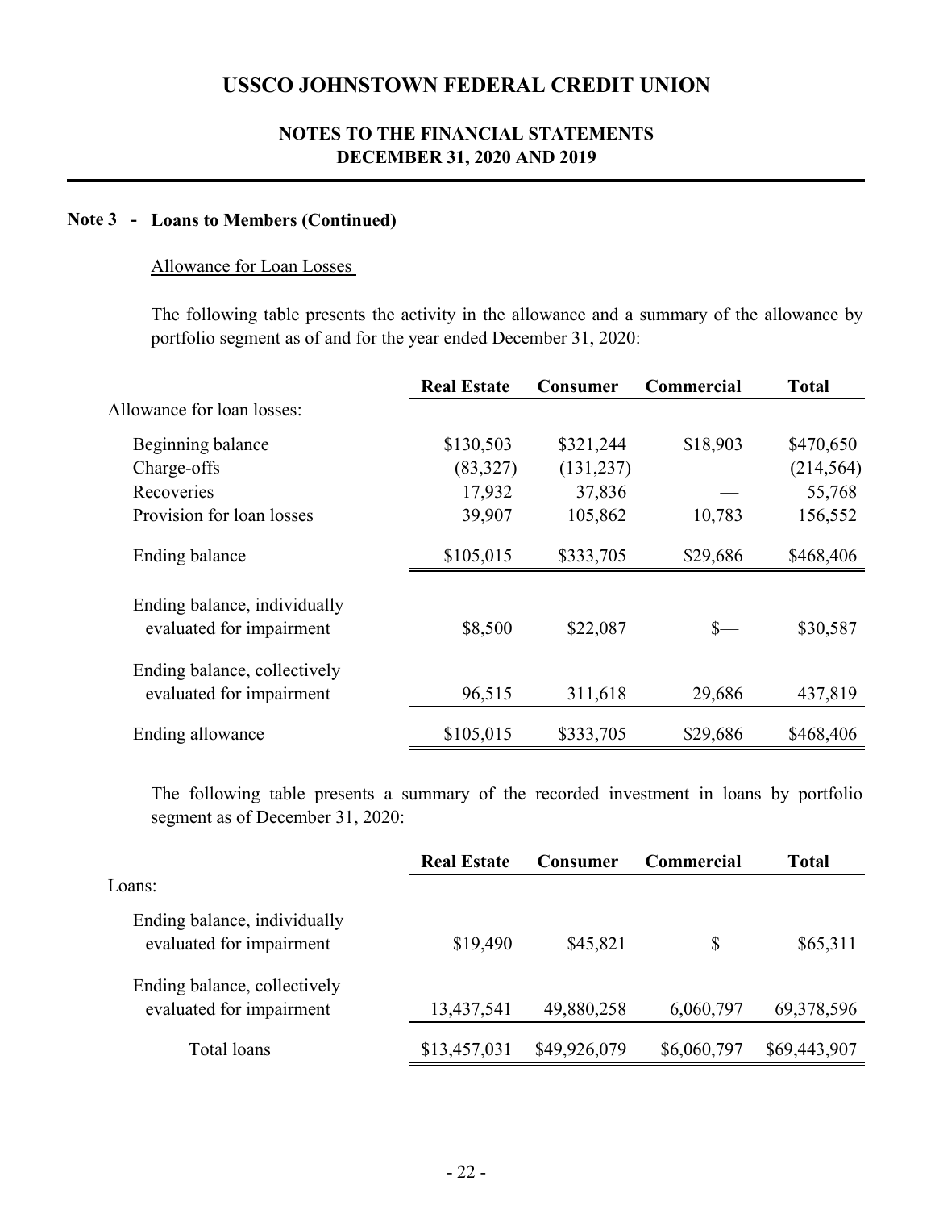# USSCO JOHNSTOWN FEDERAL CREDIT UNION

## NOTES TO THE FINANCIAL STATEMENTS
## DECEMBER 31, 2020 AND 2019

### Note 3 - Loans to Members (Continued)

Allowance for Loan Losses

The following table presents the activity in the allowance and a summary of the allowance by portfolio segment as of and for the year ended December 31, 2020:

| | Real Estate | Consumer | Commercial | Total |
|---|---|---|---|---|
| Allowance for loan losses: | | | | |
| Beginning balance | $130,503 | $321,244 | $18,903 | $470,650 |
| Charge-offs | (83,327) | (131,237) | — | (214,564) |
| Recoveries | 17,932 | 37,836 | — | 55,768 |
| Provision for loan losses | 39,907 | 105,862 | 10,783 | 156,552 |
| Ending balance | $105,015 | $333,705 | $29,686 | $468,406 |
| Ending balance, individually evaluated for impairment | $8,500 | $22,087 | $— | $30,587 |
| Ending balance, collectively evaluated for impairment | 96,515 | 311,618 | 29,686 | 437,819 |
| Ending allowance | $105,015 | $333,705 | $29,686 | $468,406 |

The following table presents a summary of the recorded investment in loans by portfolio segment as of December 31, 2020:

| | Real Estate | Consumer | Commercial | Total |
|---|---|---|---|---|
| Loans: | | | | |
| Ending balance, individually evaluated for impairment | $19,490 | $45,821 | $— | $65,311 |
| Ending balance, collectively evaluated for impairment | 13,437,541 | 49,880,258 | 6,060,797 | 69,378,596 |
| Total loans | $13,457,031 | $49,926,079 | $6,060,797 | $69,443,907 |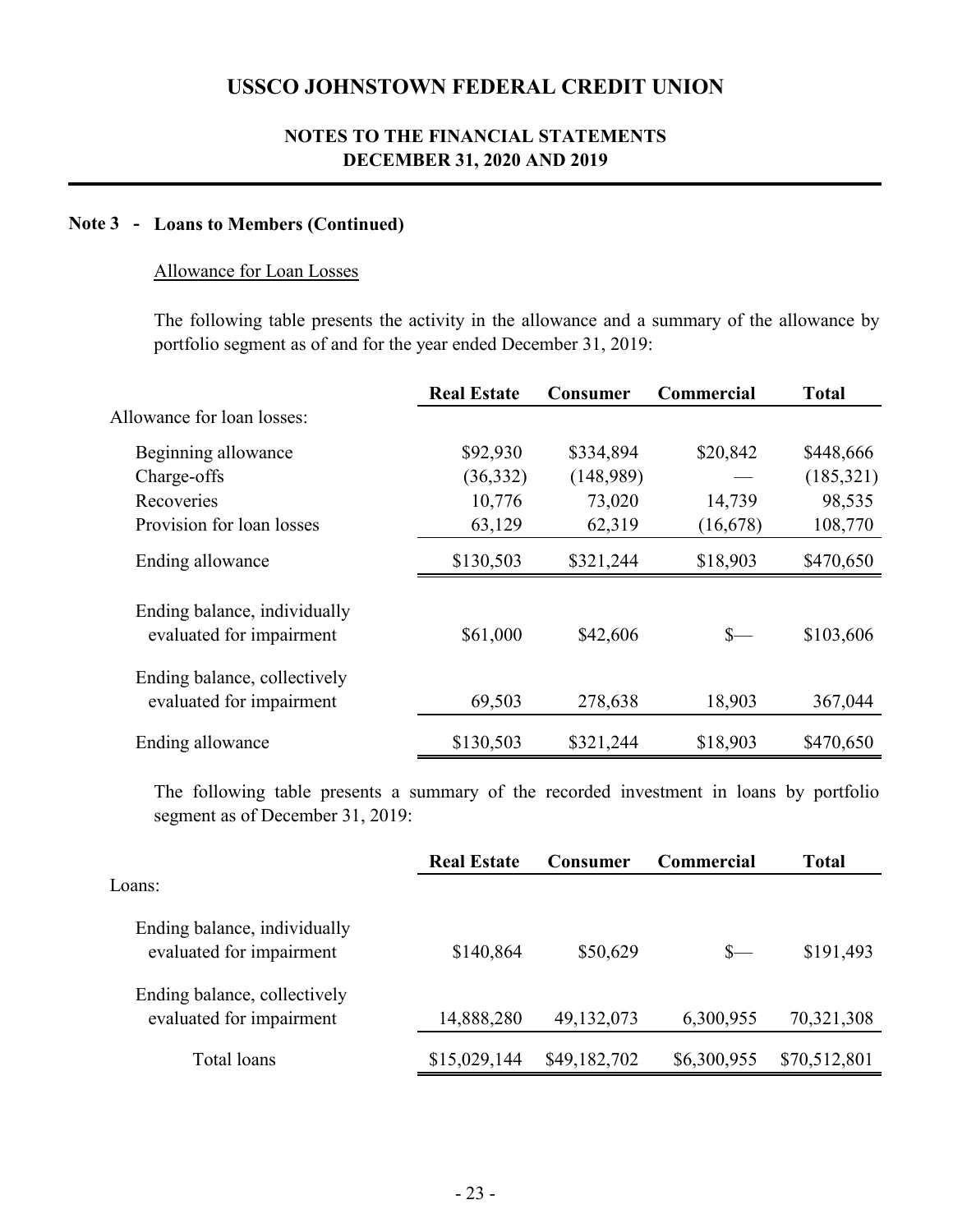# USSCO JOHNSTOWN FEDERAL CREDIT UNION

## NOTES TO THE FINANCIAL STATEMENTS
## DECEMBER 31, 2020 AND 2019

### Note 3 - Loans to Members (Continued)

Allowance for Loan Losses

The following table presents the activity in the allowance and a summary of the allowance by portfolio segment as of and for the year ended December 31, 2019:

| | Real Estate | Consumer | Commercial | Total |
|---|---|---|---|---|
| Allowance for loan losses: | | | | |
| Beginning allowance | $92,930 | $334,894 | $20,842 | $448,666 |
| Charge-offs | (36,332) | (148,989) | — | (185,321) |
| Recoveries | 10,776 | 73,020 | 14,739 | 98,535 |
| Provision for loan losses | 63,129 | 62,319 | (16,678) | 108,770 |
| Ending allowance | $130,503 | $321,244 | $18,903 | $470,650 |
| Ending balance, individually evaluated for impairment | $61,000 | $42,606 | $— | $103,606 |
| Ending balance, collectively evaluated for impairment | 69,503 | 278,638 | 18,903 | 367,044 |
| Ending allowance | $130,503 | $321,244 | $18,903 | $470,650 |

The following table presents a summary of the recorded investment in loans by portfolio segment as of December 31, 2019:

| | Real Estate | Consumer | Commercial | Total |
|---|---|---|---|---|
| Loans: | | | | |
| Ending balance, individually evaluated for impairment | $140,864 | $50,629 | $— | $191,493 |
| Ending balance, collectively evaluated for impairment | 14,888,280 | 49,132,073 | 6,300,955 | 70,321,308 |
| Total loans | $15,029,144 | $49,182,702 | $6,300,955 | $70,512,801 |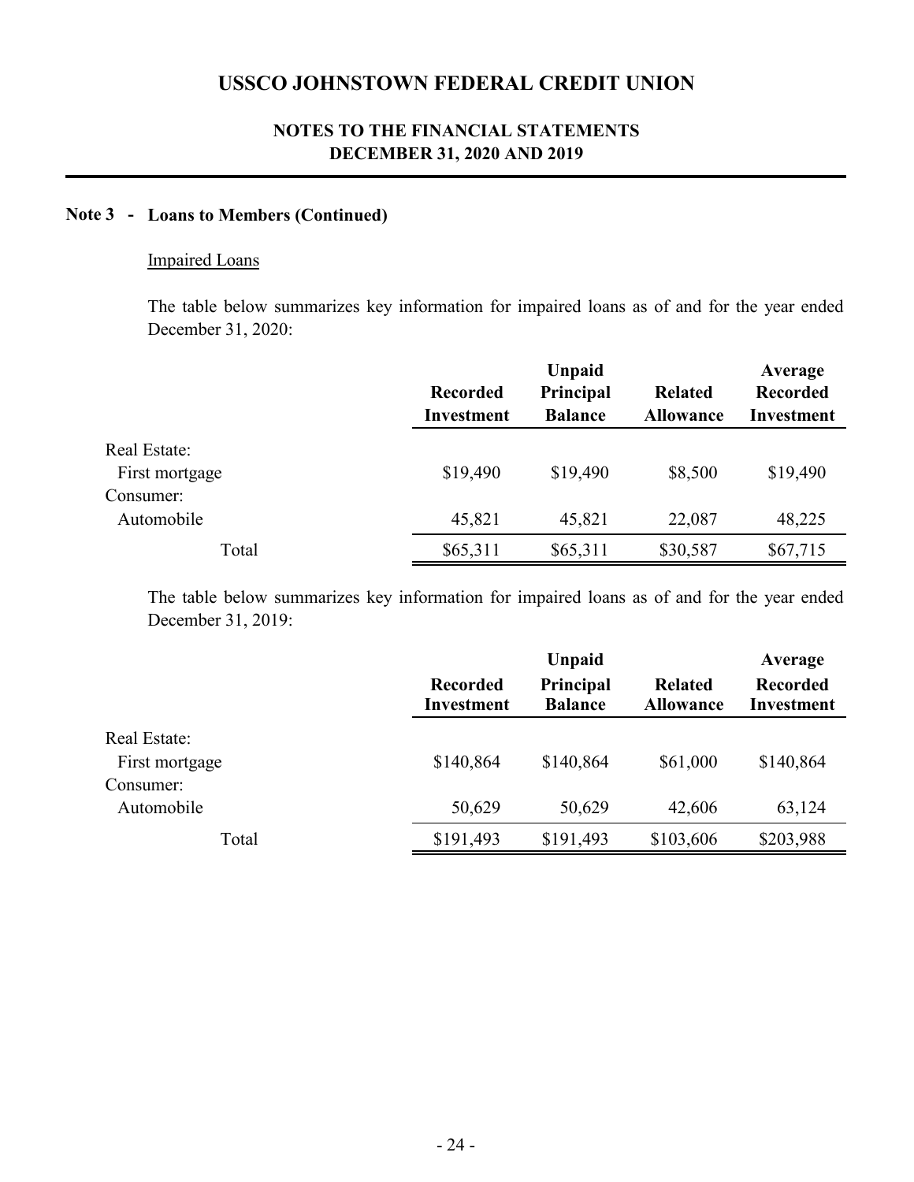# USSCO JOHNSTOWN FEDERAL CREDIT UNION

## NOTES TO THE FINANCIAL STATEMENTS
## DECEMBER 31, 2020 AND 2019

### Note 3 - Loans to Members (Continued)

Impaired Loans

The table below summarizes key information for impaired loans as of and for the year ended December 31, 2020:

| | Recorded Investment | Unpaid Principal Balance | Related Allowance | Average Recorded Investment |
|---|---|---|---|---|
| Real Estate: | | | | |
| First mortgage | $19,490 | $19,490 | $8,500 | $19,490 |
| Consumer: | | | | |
| Automobile | 45,821 | 45,821 | 22,087 | 48,225 |
| Total | $65,311 | $65,311 | $30,587 | $67,715 |

The table below summarizes key information for impaired loans as of and for the year ended December 31, 2019:

| | Recorded Investment | Unpaid Principal Balance | Related Allowance | Average Recorded Investment |
|---|---|---|---|---|
| Real Estate: | | | | |
| First mortgage | $140,864 | $140,864 | $61,000 | $140,864 |
| Consumer: | | | | |
| Automobile | 50,629 | 50,629 | 42,606 | 63,124 |
| Total | $191,493 | $191,493 | $103,606 | $203,988 |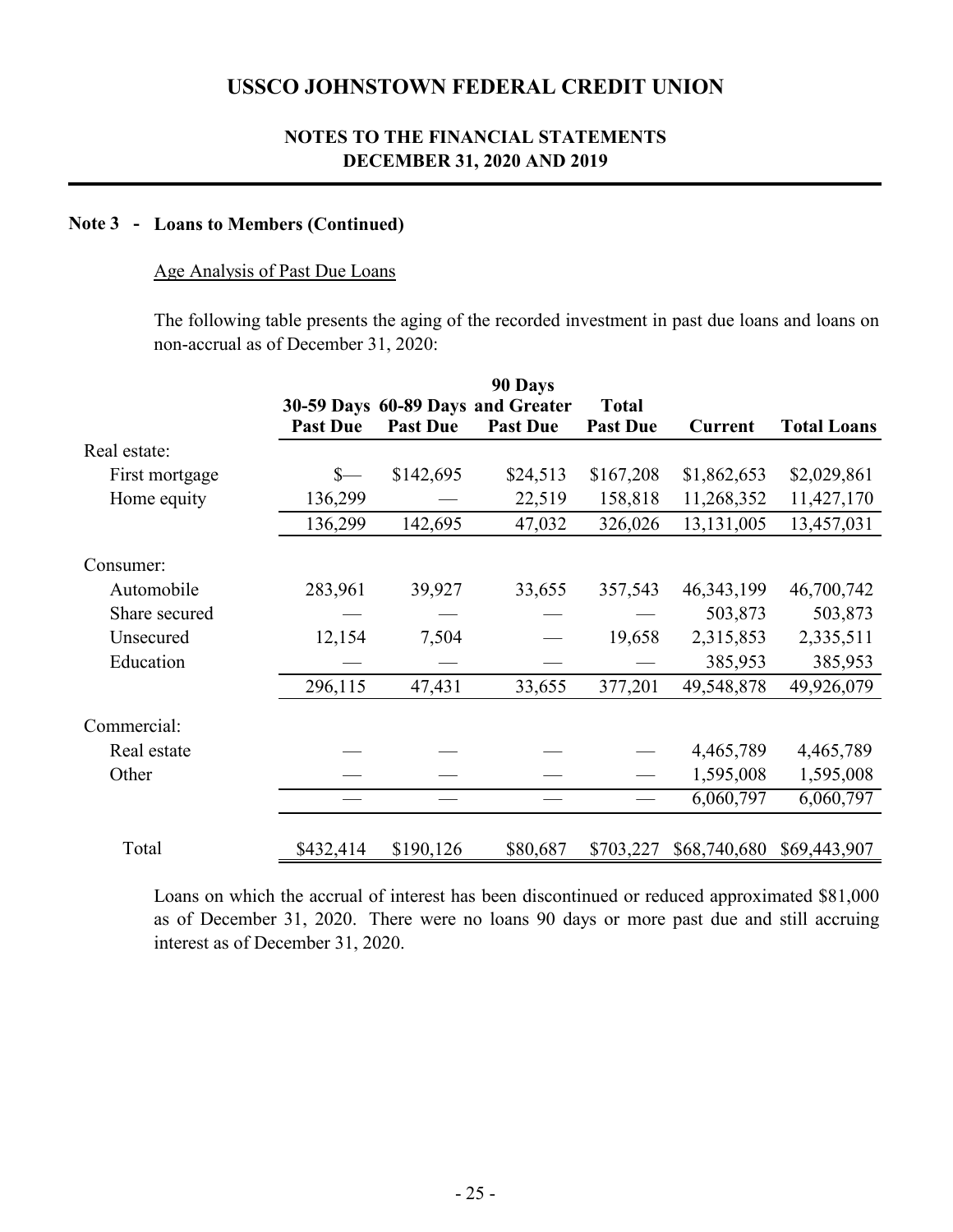# USSCO JOHNSTOWN FEDERAL CREDIT UNION

## NOTES TO THE FINANCIAL STATEMENTS
## DECEMBER 31, 2020 AND 2019

### Note 3 - Loans to Members (Continued)

Age Analysis of Past Due Loans

The following table presents the aging of the recorded investment in past due loans and loans on non-accrual as of December 31, 2020:

| | 30-59 Days Past Due | 60-89 Days Past Due | 90 Days and Greater Past Due | Total Past Due | Current | Total Loans |
|---|---|---|---|---|---|---|
| Real estate: | | | | | | |
| First mortgage | $— | $142,695 | $24,513 | $167,208 | $1,862,653 | $2,029,861 |
| Home equity | 136,299 | — | 22,519 | 158,818 | 11,268,352 | 11,427,170 |
| | 136,299 | 142,695 | 47,032 | 326,026 | 13,131,005 | 13,457,031 |
| Consumer: | | | | | | |
| Automobile | 283,961 | 39,927 | 33,655 | 357,543 | 46,343,199 | 46,700,742 |
| Share secured | — | — | — | — | 503,873 | 503,873 |
| Unsecured | 12,154 | 7,504 | — | 19,658 | 2,315,853 | 2,335,511 |
| Education | — | — | — | — | 385,953 | 385,953 |
| | 296,115 | 47,431 | 33,655 | 377,201 | 49,548,878 | 49,926,079 |
| Commercial: | | | | | | |
| Real estate | — | — | — | — | 4,465,789 | 4,465,789 |
| Other | — | — | — | — | 1,595,008 | 1,595,008 |
| | — | — | — | — | 6,060,797 | 6,060,797 |
| Total | $432,414 | $190,126 | $80,687 | $703,227 | $68,740,680 | $69,443,907 |

Loans on which the accrual of interest has been discontinued or reduced approximated $81,000 as of December 31, 2020. There were no loans 90 days or more past due and still accruing interest as of December 31, 2020.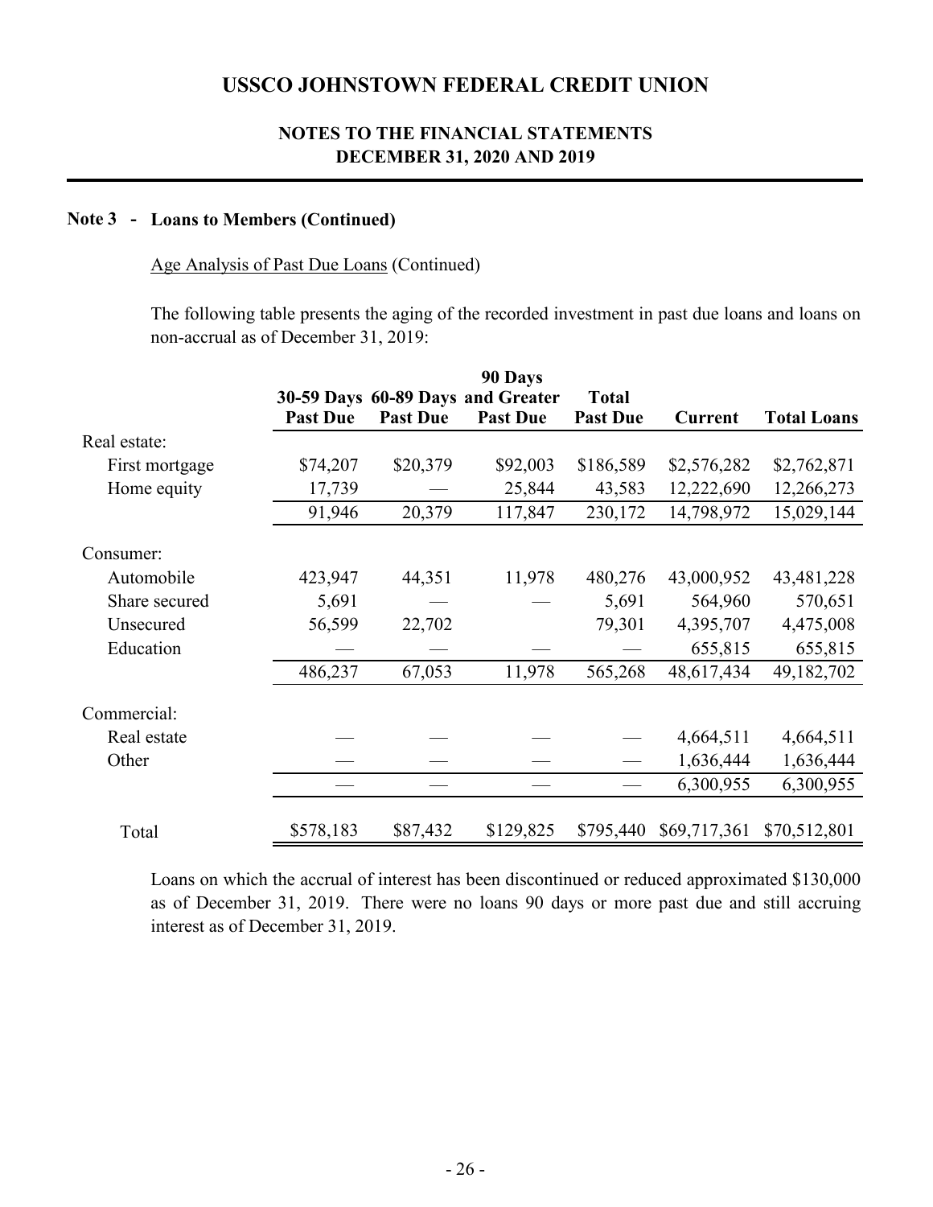# USSCO JOHNSTOWN FEDERAL CREDIT UNION

## NOTES TO THE FINANCIAL STATEMENTS
## DECEMBER 31, 2020 AND 2019

### Note 3 - Loans to Members (Continued)

Age Analysis of Past Due Loans (Continued)

The following table presents the aging of the recorded investment in past due loans and loans on non-accrual as of December 31, 2019:

| | 30-59 Days Past Due | 60-89 Days Past Due | 90 Days and Greater Past Due | Total Past Due | Current | Total Loans |
|---|---|---|---|---|---|---|
| Real estate: | | | | | | |
| First mortgage | $74,207 | $20,379 | $92,003 | $186,589 | $2,576,282 | $2,762,871 |
| Home equity | 17,739 | — | 25,844 | 43,583 | 12,222,690 | 12,266,273 |
| | 91,946 | 20,379 | 117,847 | 230,172 | 14,798,972 | 15,029,144 |
| Consumer: | | | | | | |
| Automobile | 423,947 | 44,351 | 11,978 | 480,276 | 43,000,952 | 43,481,228 |
| Share secured | 5,691 | — | — | 5,691 | 564,960 | 570,651 |
| Unsecured | 56,599 | 22,702 | | 79,301 | 4,395,707 | 4,475,008 |
| Education | — | — | — | — | 655,815 | 655,815 |
| | 486,237 | 67,053 | 11,978 | 565,268 | 48,617,434 | 49,182,702 |
| Commercial: | | | | | | |
| Real estate | — | — | — | — | 4,664,511 | 4,664,511 |
| Other | — | — | — | — | 1,636,444 | 1,636,444 |
| | — | — | — | — | 6,300,955 | 6,300,955 |
| Total | $578,183 | $87,432 | $129,825 | $795,440 | $69,717,361 | $70,512,801 |

Loans on which the accrual of interest has been discontinued or reduced approximated $130,000 as of December 31, 2019. There were no loans 90 days or more past due and still accruing interest as of December 31, 2019.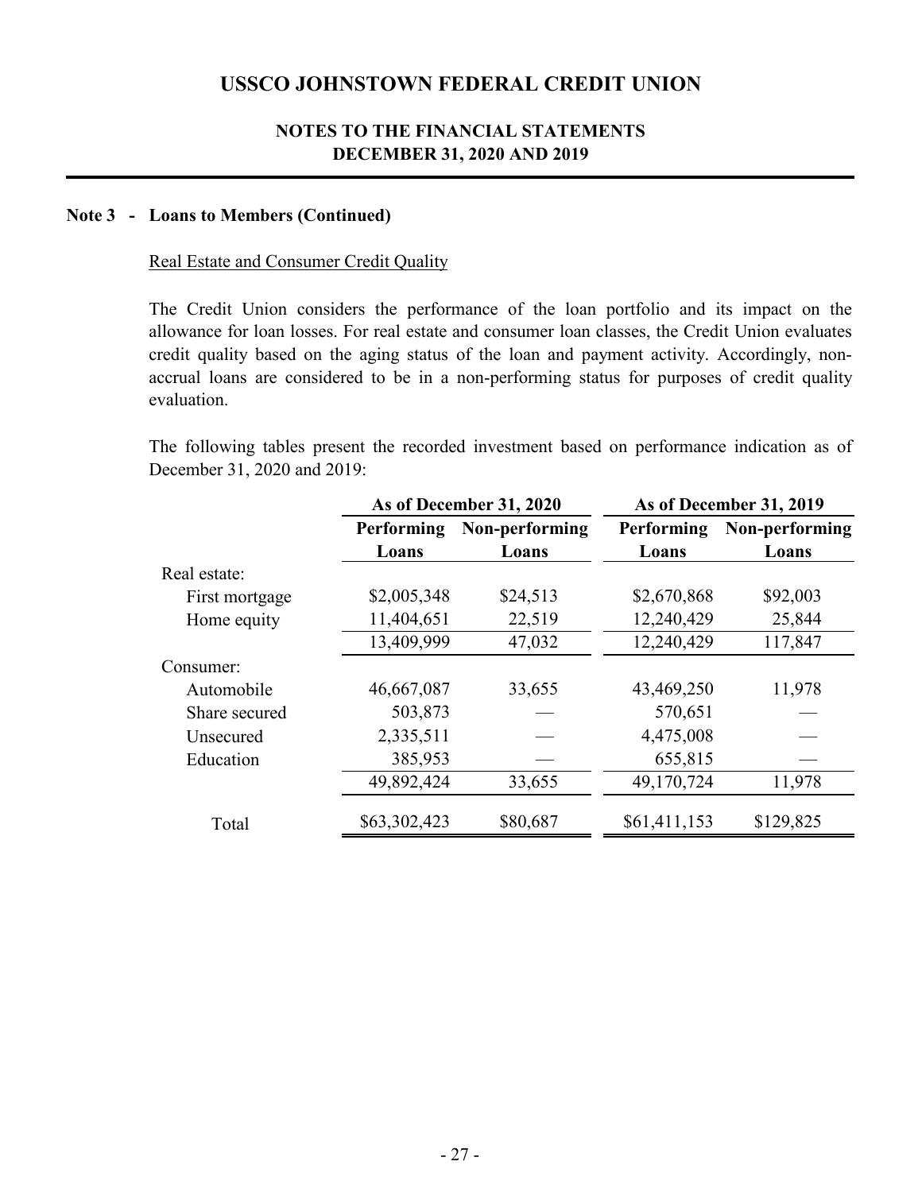# USSCO JOHNSTOWN FEDERAL CREDIT UNION

## NOTES TO THE FINANCIAL STATEMENTS
## DECEMBER 31, 2020 AND 2019

### Note 3 - Loans to Members (Continued)

Real Estate and Consumer Credit Quality

The Credit Union considers the performance of the loan portfolio and its impact on the allowance for loan losses. For real estate and consumer loan classes, the Credit Union evaluates credit quality based on the aging status of the loan and payment activity. Accordingly, non-accrual loans are considered to be in a non-performing status for purposes of credit quality evaluation.

The following tables present the recorded investment based on performance indication as of December 31, 2020 and 2019:

| | As of December 31, 2020 | | As of December 31, 2019 | |
|---|---|---|---|---|
| | Performing Loans | Non-performing Loans | Performing Loans | Non-performing Loans |
| Real estate: | | | | |
| First mortgage | \$2,005,348 | \$24,513 | \$2,670,868 | \$92,003 |
| Home equity | 11,404,651 | 22,519 | 12,240,429 | 25,844 |
| | 13,409,999 | 47,032 | 12,240,429 | 117,847 |
| Consumer: | | | | |
| Automobile | 46,667,087 | 33,655 | 43,469,250 | 11,978 |
| Share secured | 503,873 | — | 570,651 | — |
| Unsecured | 2,335,511 | — | 4,475,008 | — |
| Education | 385,953 | — | 655,815 | — |
| | 49,892,424 | 33,655 | 49,170,724 | 11,978 |
| Total | \$63,302,423 | \$80,687 | \$61,411,153 | \$129,825 |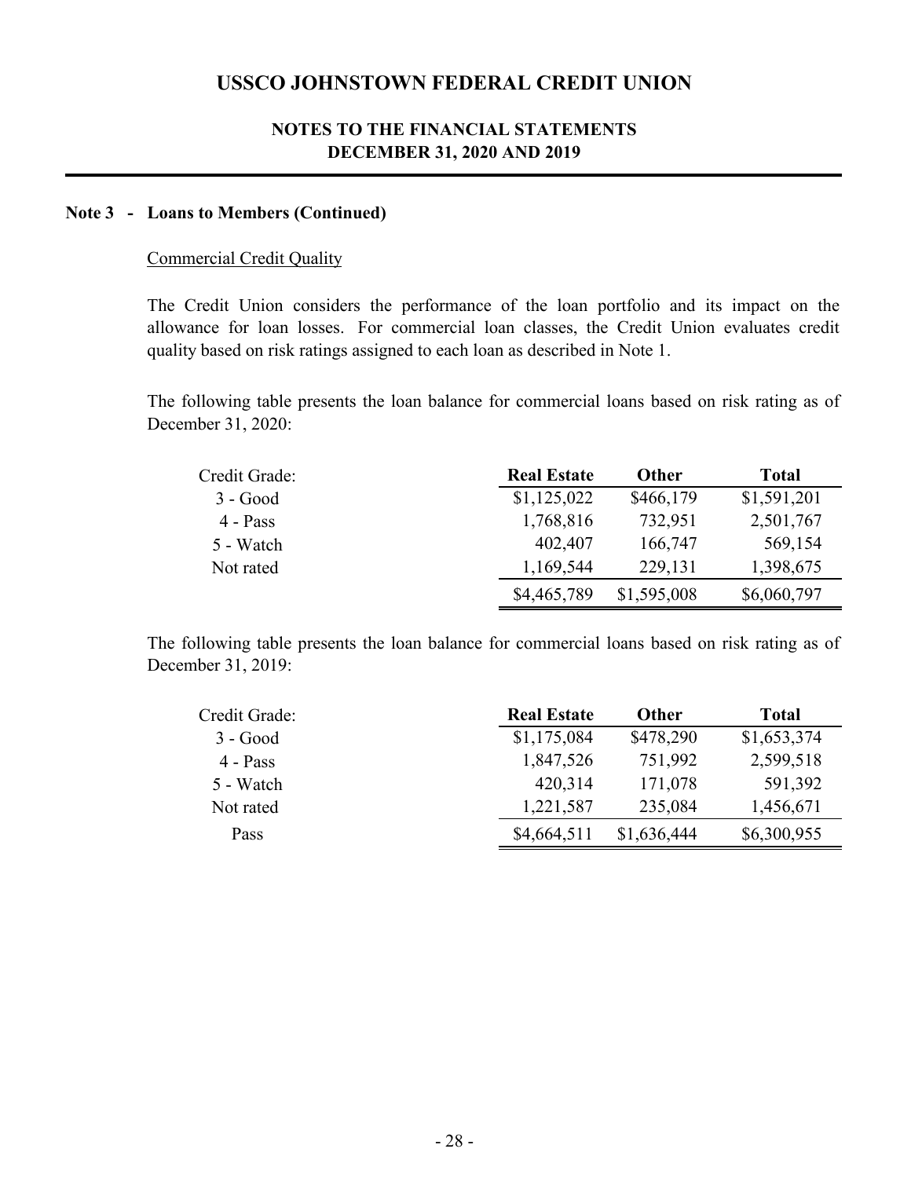# USSCO JOHNSTOWN FEDERAL CREDIT UNION

## NOTES TO THE FINANCIAL STATEMENTS
## DECEMBER 31, 2020 AND 2019

### Note 3 - Loans to Members (Continued)

Commercial Credit Quality

The Credit Union considers the performance of the loan portfolio and its impact on the allowance for loan losses. For commercial loan classes, the Credit Union evaluates credit quality based on risk ratings assigned to each loan as described in Note 1.

The following table presents the loan balance for commercial loans based on risk rating as of December 31, 2020:

| Credit Grade: | **Real Estate** | **Other** | **Total** |
|---|---|---|---|
| 3 - Good | $1,125,022 | $466,179 | $1,591,201 |
| 4 - Pass | 1,768,816 | 732,951 | 2,501,767 |
| 5 - Watch | 402,407 | 166,747 | 569,154 |
| Not rated | 1,169,544 | 229,131 | 1,398,675 |
| | $4,465,789 | $1,595,008 | $6,060,797 |

The following table presents the loan balance for commercial loans based on risk rating as of December 31, 2019:

| Credit Grade: | **Real Estate** | **Other** | **Total** |
|---|---|---|---|
| 3 - Good | $1,175,084 | $478,290 | $1,653,374 |
| 4 - Pass | 1,847,526 | 751,992 | 2,599,518 |
| 5 - Watch | 420,314 | 171,078 | 591,392 |
| Not rated | 1,221,587 | 235,084 | 1,456,671 |
| Pass | $4,664,511 | $1,636,444 | $6,300,955 |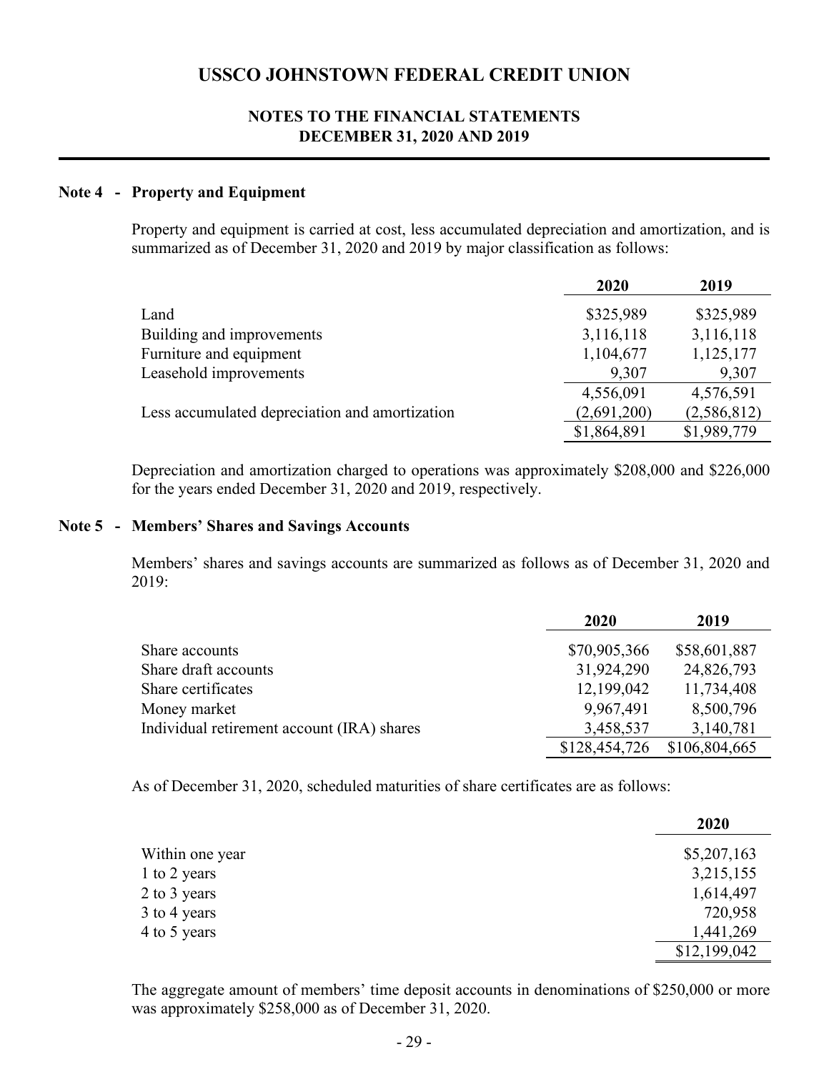# USSCO JOHNSTOWN FEDERAL CREDIT UNION

## NOTES TO THE FINANCIAL STATEMENTS
## DECEMBER 31, 2020 AND 2019

### Note 4 - Property and Equipment

Property and equipment is carried at cost, less accumulated depreciation and amortization, and is summarized as of December 31, 2020 and 2019 by major classification as follows:

| | 2020 | 2019 |
|---|---|---|
| Land | $325,989 | $325,989 |
| Building and improvements | 3,116,118 | 3,116,118 |
| Furniture and equipment | 1,104,677 | 1,125,177 |
| Leasehold improvements | 9,307 | 9,307 |
| | 4,556,091 | 4,576,591 |
| Less accumulated depreciation and amortization | (2,691,200) | (2,586,812) |
| | $1,864,891 | $1,989,779 |

Depreciation and amortization charged to operations was approximately $208,000 and $226,000 for the years ended December 31, 2020 and 2019, respectively.

### Note 5 - Members' Shares and Savings Accounts

Members' shares and savings accounts are summarized as follows as of December 31, 2020 and 2019:

| | 2020 | 2019 |
|---|---|---|
| Share accounts | $70,905,366 | $58,601,887 |
| Share draft accounts | 31,924,290 | 24,826,793 |
| Share certificates | 12,199,042 | 11,734,408 |
| Money market | 9,967,491 | 8,500,796 |
| Individual retirement account (IRA) shares | 3,458,537 | 3,140,781 |
| | $128,454,726 | $106,804,665 |

As of December 31, 2020, scheduled maturities of share certificates are as follows:

| | 2020 |
|---|---|
| Within one year | $5,207,163 |
| 1 to 2 years | 3,215,155 |
| 2 to 3 years | 1,614,497 |
| 3 to 4 years | 720,958 |
| 4 to 5 years | 1,441,269 |
| | $12,199,042 |

The aggregate amount of members' time deposit accounts in denominations of $250,000 or more was approximately $258,000 as of December 31, 2020.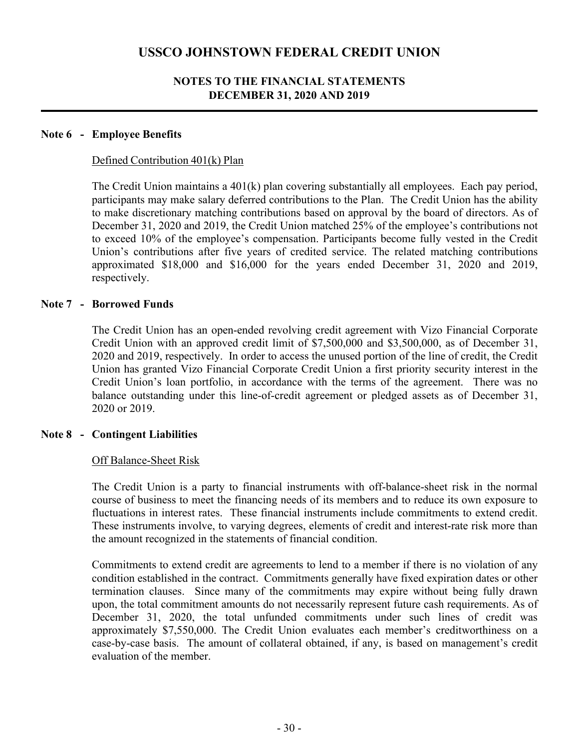# USSCO JOHNSTOWN FEDERAL CREDIT UNION

## NOTES TO THE FINANCIAL STATEMENTS
## DECEMBER 31, 2020 AND 2019

### Note 6 - Employee Benefits

Defined Contribution 401(k) Plan

The Credit Union maintains a 401(k) plan covering substantially all employees. Each pay period, participants may make salary deferred contributions to the Plan. The Credit Union has the ability to make discretionary matching contributions based on approval by the board of directors. As of December 31, 2020 and 2019, the Credit Union matched 25% of the employee's contributions not to exceed 10% of the employee's compensation. Participants become fully vested in the Credit Union's contributions after five years of credited service. The related matching contributions approximated \$18,000 and \$16,000 for the years ended December 31, 2020 and 2019, respectively.

### Note 7 - Borrowed Funds

The Credit Union has an open-ended revolving credit agreement with Vizo Financial Corporate Credit Union with an approved credit limit of \$7,500,000 and \$3,500,000, as of December 31, 2020 and 2019, respectively. In order to access the unused portion of the line of credit, the Credit Union has granted Vizo Financial Corporate Credit Union a first priority security interest in the Credit Union's loan portfolio, in accordance with the terms of the agreement. There was no balance outstanding under this line-of-credit agreement or pledged assets as of December 31, 2020 or 2019.

### Note 8 - Contingent Liabilities

Off Balance-Sheet Risk

The Credit Union is a party to financial instruments with off-balance-sheet risk in the normal course of business to meet the financing needs of its members and to reduce its own exposure to fluctuations in interest rates. These financial instruments include commitments to extend credit. These instruments involve, to varying degrees, elements of credit and interest-rate risk more than the amount recognized in the statements of financial condition.

Commitments to extend credit are agreements to lend to a member if there is no violation of any condition established in the contract. Commitments generally have fixed expiration dates or other termination clauses. Since many of the commitments may expire without being fully drawn upon, the total commitment amounts do not necessarily represent future cash requirements. As of December 31, 2020, the total unfunded commitments under such lines of credit was approximately \$7,550,000. The Credit Union evaluates each member's creditworthiness on a case-by-case basis. The amount of collateral obtained, if any, is based on management's credit evaluation of the member.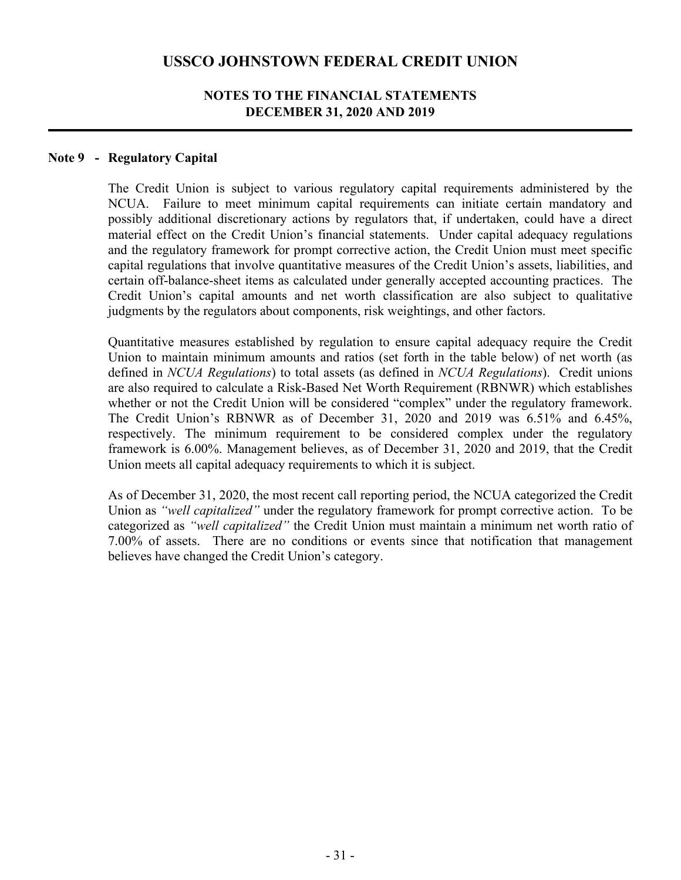## Note 9 - Regulatory Capital

The Credit Union is subject to various regulatory capital requirements administered by the NCUA. Failure to meet minimum capital requirements can initiate certain mandatory and possibly additional discretionary actions by regulators that, if undertaken, could have a direct material effect on the Credit Union's financial statements. Under capital adequacy regulations and the regulatory framework for prompt corrective action, the Credit Union must meet specific capital regulations that involve quantitative measures of the Credit Union's assets, liabilities, and certain off-balance-sheet items as calculated under generally accepted accounting practices. The Credit Union's capital amounts and net worth classification are also subject to qualitative judgments by the regulators about components, risk weightings, and other factors.

Quantitative measures established by regulation to ensure capital adequacy require the Credit Union to maintain minimum amounts and ratios (set forth in the table below) of net worth (as defined in *NCUA Regulations*) to total assets (as defined in *NCUA Regulations*). Credit unions are also required to calculate a Risk-Based Net Worth Requirement (RBNWR) which establishes whether or not the Credit Union will be considered "complex" under the regulatory framework. The Credit Union's RBNWR as of December 31, 2020 and 2019 was 6.51% and 6.45%, respectively. The minimum requirement to be considered complex under the regulatory framework is 6.00%. Management believes, as of December 31, 2020 and 2019, that the Credit Union meets all capital adequacy requirements to which it is subject.

As of December 31, 2020, the most recent call reporting period, the NCUA categorized the Credit Union as *"well capitalized"* under the regulatory framework for prompt corrective action. To be categorized as *"well capitalized"* the Credit Union must maintain a minimum net worth ratio of 7.00% of assets. There are no conditions or events since that notification that management believes have changed the Credit Union's category.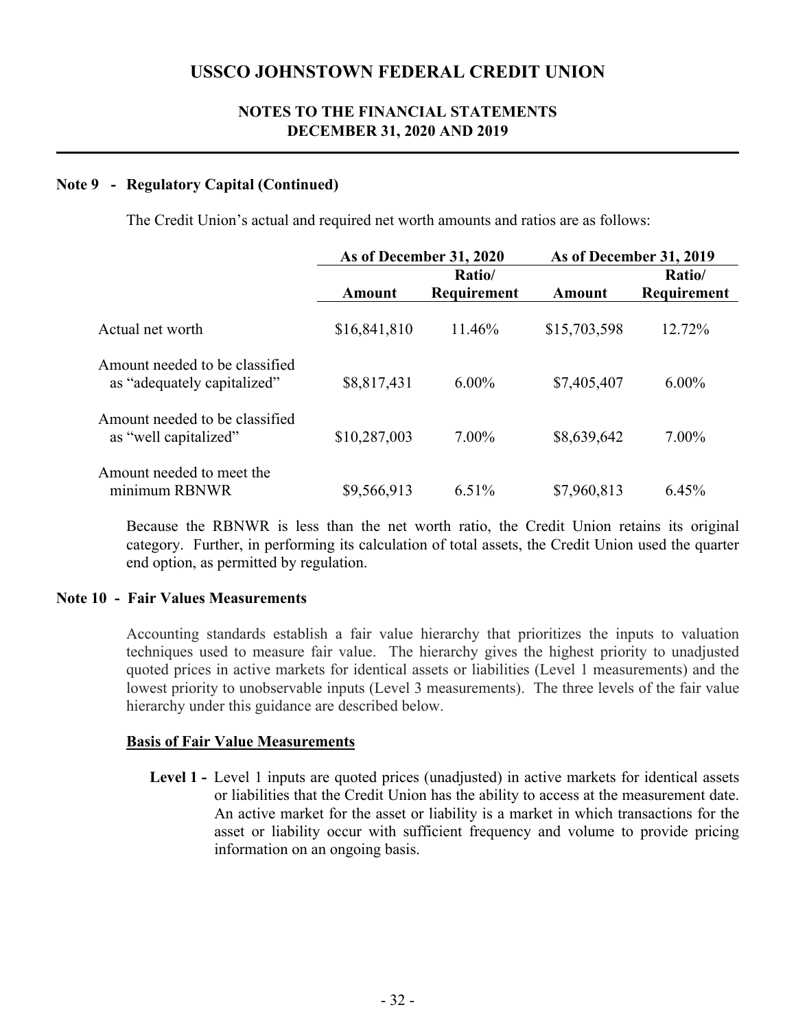**Note 9 - Regulatory Capital (Continued)**

The Credit Union's actual and required net worth amounts and ratios are as follows:

| | As of December 31, 2020 | | As of December 31, 2019 | |
|---|---|---|---|---|
| | Amount | Ratio/ Requirement | Amount | Ratio/ Requirement |
| Actual net worth | $16,841,810 | 11.46% | $15,703,598 | 12.72% |
| Amount needed to be classified as "adequately capitalized" | $8,817,431 | 6.00% | $7,405,407 | 6.00% |
| Amount needed to be classified as "well capitalized" | $10,287,003 | 7.00% | $8,639,642 | 7.00% |
| Amount needed to meet the minimum RBNWR | $9,566,913 | 6.51% | $7,960,813 | 6.45% |

Because the RBNWR is less than the net worth ratio, the Credit Union retains its original category. Further, in performing its calculation of total assets, the Credit Union used the quarter end option, as permitted by regulation.

**Note 10 - Fair Values Measurements**

Accounting standards establish a fair value hierarchy that prioritizes the inputs to valuation techniques used to measure fair value. The hierarchy gives the highest priority to unadjusted quoted prices in active markets for identical assets or liabilities (Level 1 measurements) and the lowest priority to unobservable inputs (Level 3 measurements). The three levels of the fair value hierarchy under this guidance are described below.

**Basis of Fair Value Measurements**

**Level 1 -** Level 1 inputs are quoted prices (unadjusted) in active markets for identical assets or liabilities that the Credit Union has the ability to access at the measurement date. An active market for the asset or liability is a market in which transactions for the asset or liability occur with sufficient frequency and volume to provide pricing information on an ongoing basis.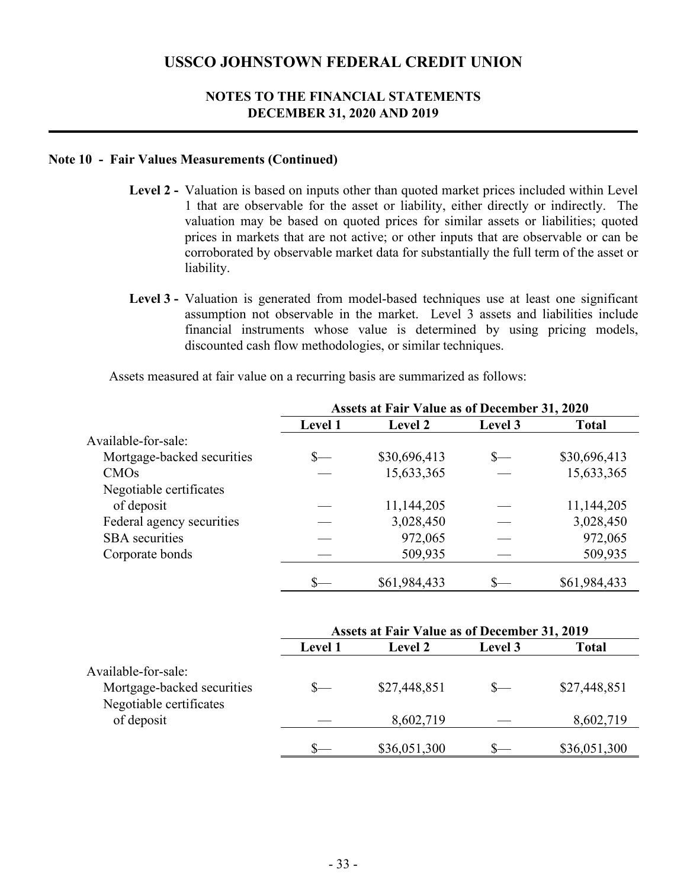## Note 10 - Fair Values Measurements (Continued)

**Level 2 -** Valuation is based on inputs other than quoted market prices included within Level 1 that are observable for the asset or liability, either directly or indirectly. The valuation may be based on quoted prices for similar assets or liabilities; quoted prices in markets that are not active; or other inputs that are observable or can be corroborated by observable market data for substantially the full term of the asset or liability.

**Level 3 -** Valuation is generated from model-based techniques use at least one significant assumption not observable in the market. Level 3 assets and liabilities include financial instruments whose value is determined by using pricing models, discounted cash flow methodologies, or similar techniques.

Assets measured at fair value on a recurring basis are summarized as follows:

| | Assets at Fair Value as of December 31, 2020 | | | |
|---|---|---|---|---|
| | **Level 1** | **Level 2** | **Level 3** | **Total** |
| Available-for-sale: | | | | |
| Mortgage-backed securities | $— | $30,696,413 | $— | $30,696,413 |
| CMOs | — | 15,633,365 | — | 15,633,365 |
| Negotiable certificates of deposit | — | 11,144,205 | — | 11,144,205 |
| Federal agency securities | — | 3,028,450 | — | 3,028,450 |
| SBA securities | — | 972,065 | — | 972,065 |
| Corporate bonds | — | 509,935 | — | 509,935 |
| | $— | $61,984,433 | $— | $61,984,433 |

| | Assets at Fair Value as of December 31, 2019 | | | |
|---|---|---|---|---|
| | **Level 1** | **Level 2** | **Level 3** | **Total** |
| Available-for-sale: | | | | |
| Mortgage-backed securities | $— | $27,448,851 | $— | $27,448,851 |
| Negotiable certificates of deposit | — | 8,602,719 | — | 8,602,719 |
| | $— | $36,051,300 | $— | $36,051,300 |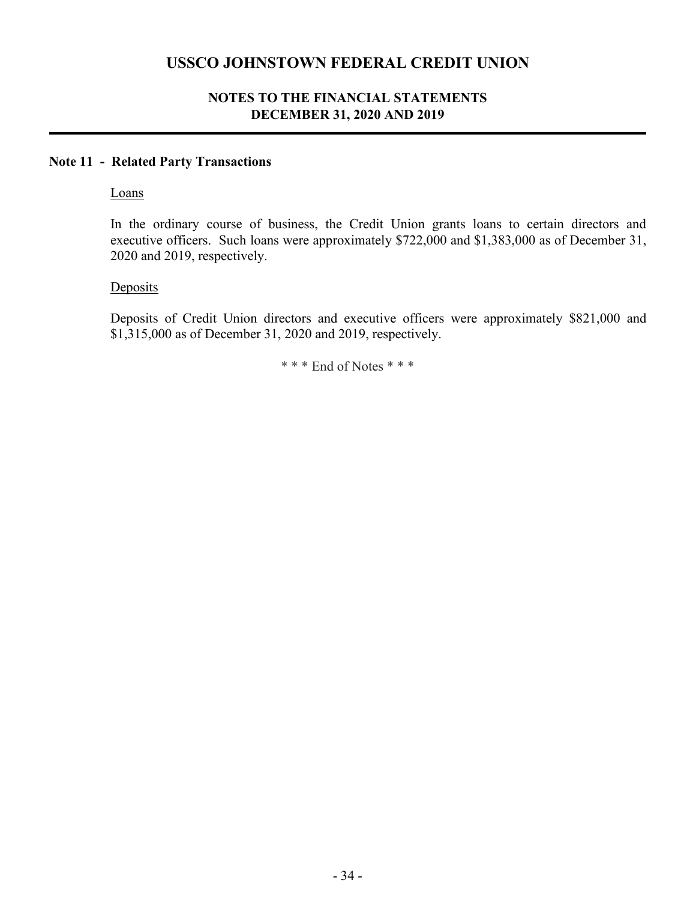## Note 11 - Related Party Transactions

Loans

In the ordinary course of business, the Credit Union grants loans to certain directors and executive officers. Such loans were approximately $722,000 and $1,383,000 as of December 31, 2020 and 2019, respectively.

Deposits

Deposits of Credit Union directors and executive officers were approximately $821,000 and $1,315,000 as of December 31, 2020 and 2019, respectively.

* * * End of Notes * * *